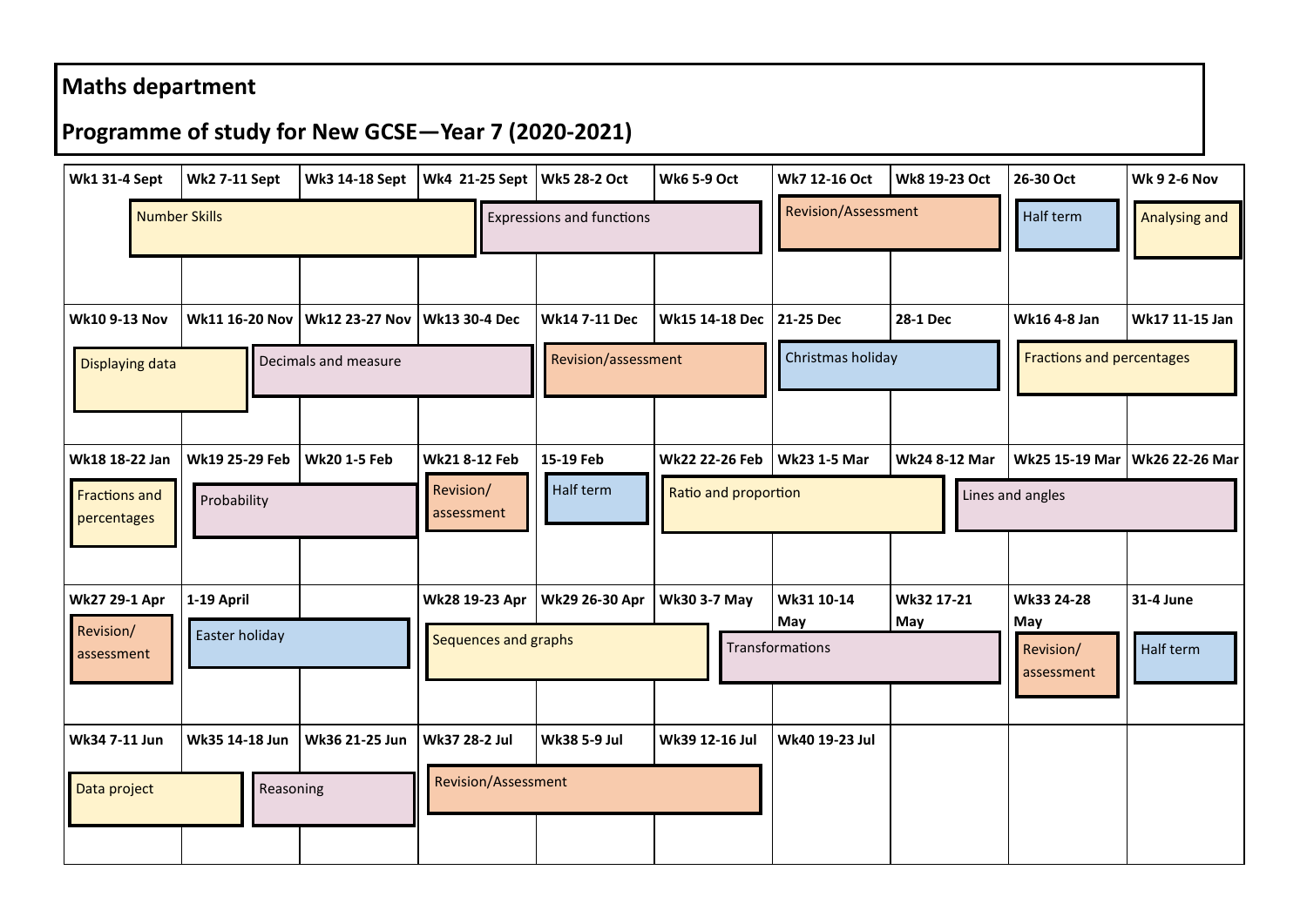## Maths department

## Programme of study for New GCSE—Year 7 (2020-2021)

| Wk1 31-4 Sept | Wk2 7-11 Sept | Wk3 14-18 Sept | Wk4 21-25 Sept | Wk5 28-2 Oct | Wk6 5-9 Oct | Wk7 12-16 Oct | Wk8 19-23 Oct | 26-30 Oct | Wk 9 2-6 Nov |
|---|---|---|---|---|---|---|---|---|---|
| Number Skills | | | | Expressions and functions | | Revision/Assessment | | Half term | Analysing and |
| **Wk10 9-13 Nov** | **Wk11 16-20 Nov** | **Wk12 23-27 Nov** | **Wk13 30-4 Dec** | **Wk14 7-11 Dec** | **Wk15 14-18 Dec** | **21-25 Dec** | **28-1 Dec** | **Wk16 4-8 Jan** | **Wk17 11-15 Jan** |
| Displaying data | | Decimals and measure | | Revision/assessment | | Christmas holiday | | Fractions and percentages | |
| **Wk18 18-22 Jan** | **Wk19 25-29 Feb** | **Wk20 1-5 Feb** | **Wk21 8-12 Feb** | **15-19 Feb** | **Wk22 22-26 Feb** | **Wk23 1-5 Mar** | **Wk24 8-12 Mar** | **Wk25 15-19 Mar** | **Wk26 22-26 Mar** |
| Fractions and percentages | Probability | | Revision/ assessment | Half term | Ratio and proportion | | Lines and angles | | |
| **Wk27 29-1 Apr** | **1-19 April** | | **Wk28 19-23 Apr** | **Wk29 26-30 Apr** | **Wk30 3-7 May** | **Wk31 10-14 May** | **Wk32 17-21 May** | **Wk33 24-28 May** | **31-4 June** |
| Revision/ assessment | Easter holiday | | Sequences and graphs | | Transformations | | | Revision/ assessment | Half term |
| **Wk34 7-11 Jun** | **Wk35 14-18 Jun** | **Wk36 21-25 Jun** | **Wk37 28-2 Jul** | **Wk38 5-9 Jul** | **Wk39 12-16 Jul** | **Wk40 19-23 Jul** | | | |
| Data project | Reasoning | | Revision/Assessment | | | | | | |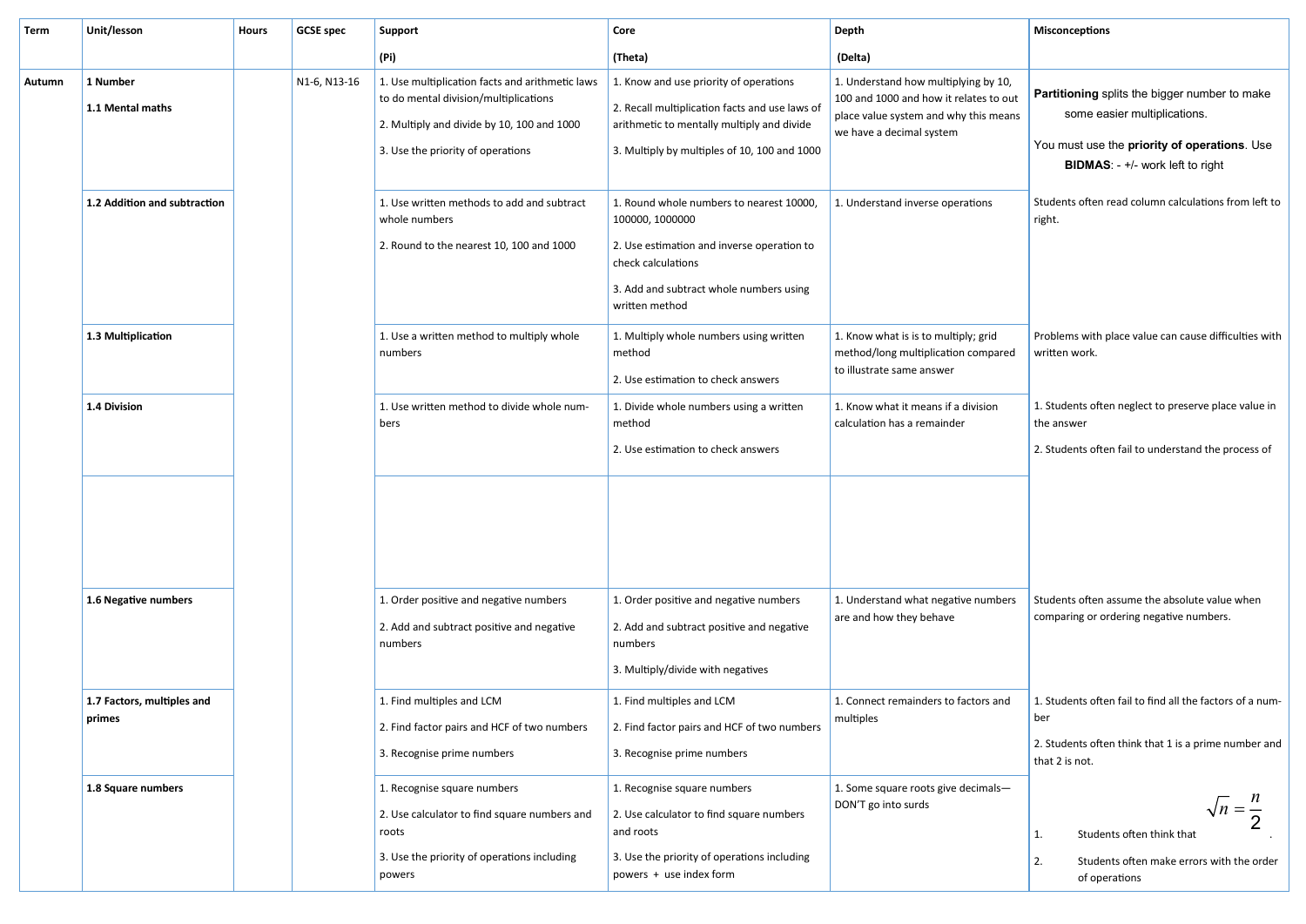| Term | Unit/lesson | Hours | GCSE spec | Support (Pi) | Core (Theta) | Depth (Delta) | Misconceptions |
|---|---|---|---|---|---|---|---|
| Autumn | **1 Number** **1.1 Mental maths** | | N1-6, N13-16 | 1. Use multiplication facts and arithmetic laws to do mental division/multiplications 2. Multiply and divide by 10, 100 and 1000 3. Use the priority of operations | 1. Know and use priority of operations 2. Recall multiplication facts and use laws of arithmetic to mentally multiply and divide 3. Multiply by multiples of 10, 100 and 1000 | 1. Understand how multiplying by 10, 100 and 1000 and how it relates to out place value system and why this means we have a decimal system | **Partitioning** splits the bigger number to make some easier multiplications. You must use the **priority of operations**. Use **BIDMAS**: - +/- work left to right |
| | **1.2 Addition and subtraction** | | | 1. Use written methods to add and subtract whole numbers 2. Round to the nearest 10, 100 and 1000 | 1. Round whole numbers to nearest 10000, 100000, 1000000 2. Use estimation and inverse operation to check calculations 3. Add and subtract whole numbers using written method | 1. Understand inverse operations | Students often read column calculations from left to right. |
| | **1.3 Multiplication** | | | 1. Use a written method to multiply whole numbers | 1. Multiply whole numbers using written method 2. Use estimation to check answers | 1. Know what is is to multiply; grid method/long multiplication compared to illustrate same answer | Problems with place value can cause difficulties with written work. |
| | **1.4 Division** | | | 1. Use written method to divide whole numbers | 1. Divide whole numbers using a written method 2. Use estimation to check answers | 1. Know what it means if a division calculation has a remainder | 1. Students often neglect to preserve place value in the answer 2. Students often fail to understand the process of |
| | | | | | | | |
| | **1.6 Negative numbers** | | | 1. Order positive and negative numbers 2. Add and subtract positive and negative numbers | 1. Order positive and negative numbers 2. Add and subtract positive and negative numbers 3. Multiply/divide with negatives | 1. Understand what negative numbers are and how they behave | Students often assume the absolute value when comparing or ordering negative numbers. |
| | **1.7 Factors, multiples and primes** | | | 1. Find multiples and LCM 2. Find factor pairs and HCF of two numbers 3. Recognise prime numbers | 1. Find multiples and LCM 2. Find factor pairs and HCF of two numbers 3. Recognise prime numbers | 1. Connect remainders to factors and multiples | 1. Students often fail to find all the factors of a number 2. Students often think that 1 is a prime number and that 2 is not. |
| | **1.8 Square numbers** | | | 1. Recognise square numbers 2. Use calculator to find square numbers and roots 3. Use the priority of operations including powers | 1. Recognise square numbers 2. Use calculator to find square numbers and roots 3. Use the priority of operations including powers + use index form | 1. Some square roots give decimals—DON'T go into surds | 1. Students often think that $\sqrt{n} = \frac{n}{2}$. 2. Students often make errors with the order of operations |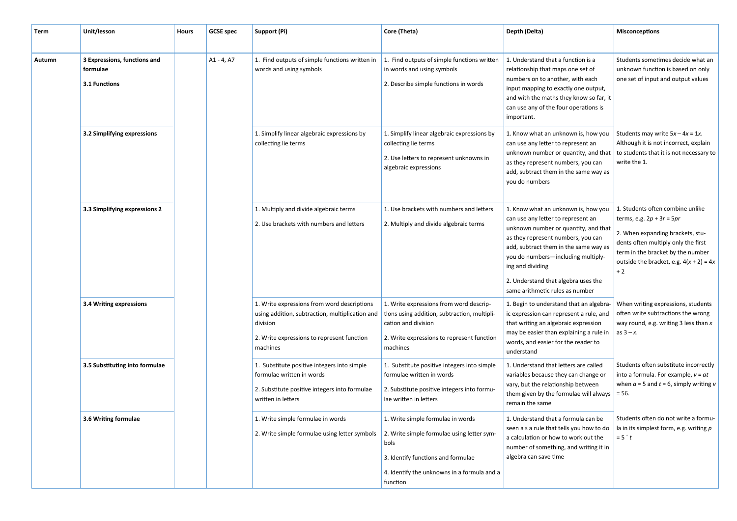| Term | Unit/lesson | Hours | GCSE spec | Support (Pi) | Core (Theta) | Depth (Delta) | Misconceptions |
|---|---|---|---|---|---|---|---|
| Autumn | **3 Expressions, functions and formulae**<br>**3.1 Functions** | | A1 - 4, A7 | 1. Find outputs of simple functions written in words and using symbols | 1. Find outputs of simple functions written in words and using symbols<br>2. Describe simple functions in words | 1. Understand that a function is a relationship that maps one set of numbers on to another, with each input mapping to exactly one output, and with the maths they know so far, it can use any of the four operations is important. | Students sometimes decide what an unknown function is based on only one set of input and output values |
| | **3.2 Simplifying expressions** | | | 1. Simplify linear algebraic expressions by collecting lie terms | 1. Simplify linear algebraic expressions by collecting lie terms<br>2. Use letters to represent unknowns in algebraic expressions | 1. Know what an unknown is, how you can use any letter to represent an unknown number or quantity, and that as they represent numbers, you can add, subtract them in the same way as you do numbers | Students may write $5x - 4x = 1x$. Although it is not incorrect, explain to students that it is not necessary to write the 1. |
| | **3.3 Simplifying expressions 2** | | | 1. Multiply and divide algebraic terms<br>2. Use brackets with numbers and letters | 1. Use brackets with numbers and letters<br>2. Multiply and divide algebraic terms | 1. Know what an unknown is, how you can use any letter to represent an unknown number or quantity, and that as they represent numbers, you can add, subtract them in the same way as you do numbers—including multiply-ing and dividing<br>2. Understand that algebra uses the same arithmetic rules as number | 1. Students often combine unlike terms, e.g. $2p + 3r = 5pr$<br>2. When expanding brackets, stu-dents often multiply only the first term in the bracket by the number outside the bracket, e.g. $4(x + 2) = 4x + 2$ |
| | **3.4 Writing expressions** | | | 1. Write expressions from word descriptions using addition, subtraction, multiplication and division<br>2. Write expressions to represent function machines | 1. Write expressions from word descrip-tions using addition, subtraction, multipli-cation and division<br>2. Write expressions to represent function machines | 1. Begin to understand that an algebra-ic expression can represent a rule, and that writing an algebraic expression may be easier than explaining a rule in words, and easier for the reader to understand | When writing expressions, students often write subtractions the wrong way round, e.g. writing 3 less than $x$ as $3 - x$. |
| | **3.5 Substituting into formulae** | | | 1. Substitute positive integers into simple formulae written in words<br>2. Substitute positive integers into formulae written in letters | 1. Substitute positive integers into simple formulae written in words<br>2. Substitute positive integers into formu-lae written in letters | 1. Understand that letters are called variables because they can change or vary, but the relationship between them given by the formulae will always remain the same | Students often substitute incorrectly into a formula. For example, $v = at$ when $a = 5$ and $t = 6$, simply writing $v = 56$. |
| | **3.6 Writing formulae** | | | 1. Write simple formulae in words<br>2. Write simple formulae using letter symbols | 1. Write simple formulae in words<br>2. Write simple formulae using letter sym-bols<br>3. Identify functions and formulae<br>4. Identify the unknowns in a formula and a function | 1. Understand that a formula can be seen a s a rule that tells you how to do a calculation or how to work out the number of something, and writing it in algebra can save time | Students often do not write a formu-la in its simplest form, e.g. writing $p = 5 ´ t$ |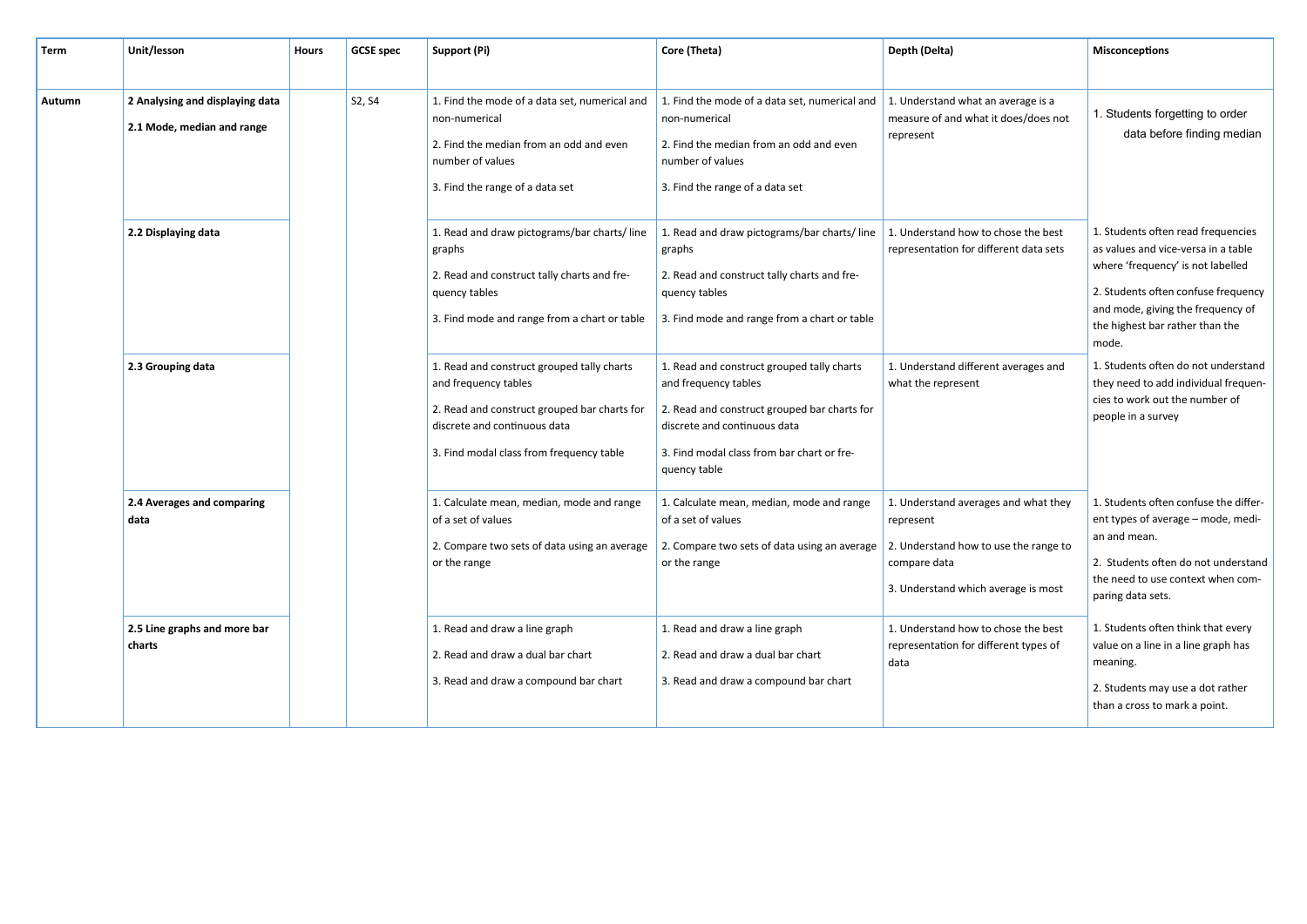| Term | Unit/lesson | Hours | GCSE spec | Support (Pi) | Core (Theta) | Depth (Delta) | Misconceptions |
|---|---|---|---|---|---|---|---|
| Autumn | **2 Analysing and displaying data**<br>**2.1 Mode, median and range** | | S2, S4 | 1. Find the mode of a data set, numerical and non-numerical<br>2. Find the median from an odd and even number of values<br>3. Find the range of a data set | 1. Find the mode of a data set, numerical and non-numerical<br>2. Find the median from an odd and even number of values<br>3. Find the range of a data set | 1. Understand what an average is a measure of and what it does/does not represent | 1. Students forgetting to order data before finding median |
| | **2.2 Displaying data** | | | 1. Read and draw pictograms/bar charts/ line graphs<br>2. Read and construct tally charts and frequency tables<br>3. Find mode and range from a chart or table | 1. Read and draw pictograms/bar charts/ line graphs<br>2. Read and construct tally charts and frequency tables<br>3. Find mode and range from a chart or table | 1. Understand how to chose the best representation for different data sets | 1. Students often read frequencies as values and vice-versa in a table where 'frequency' is not labelled<br>2. Students often confuse frequency and mode, giving the frequency of the highest bar rather than the mode. |
| | **2.3 Grouping data** | | | 1. Read and construct grouped tally charts and frequency tables<br>2. Read and construct grouped bar charts for discrete and continuous data<br>3. Find modal class from frequency table | 1. Read and construct grouped tally charts and frequency tables<br>2. Read and construct grouped bar charts for discrete and continuous data<br>3. Find modal class from bar chart or frequency table | 1. Understand different averages and what the represent | 1. Students often do not understand they need to add individual frequencies to work out the number of people in a survey |
| | **2.4 Averages and comparing data** | | | 1. Calculate mean, median, mode and range of a set of values<br>2. Compare two sets of data using an average or the range | 1. Calculate mean, median, mode and range of a set of values<br>2. Compare two sets of data using an average or the range | 1. Understand averages and what they represent<br>2. Understand how to use the range to compare data<br>3. Understand which average is most | 1. Students often confuse the different types of average – mode, median and mean.<br>2. Students often do not understand the need to use context when comparing data sets. |
| | **2.5 Line graphs and more bar charts** | | | 1. Read and draw a line graph<br>2. Read and draw a dual bar chart<br>3. Read and draw a compound bar chart | 1. Read and draw a line graph<br>2. Read and draw a dual bar chart<br>3. Read and draw a compound bar chart | 1. Understand how to chose the best representation for different types of data | 1. Students often think that every value on a line in a line graph has meaning.<br>2. Students may use a dot rather than a cross to mark a point. |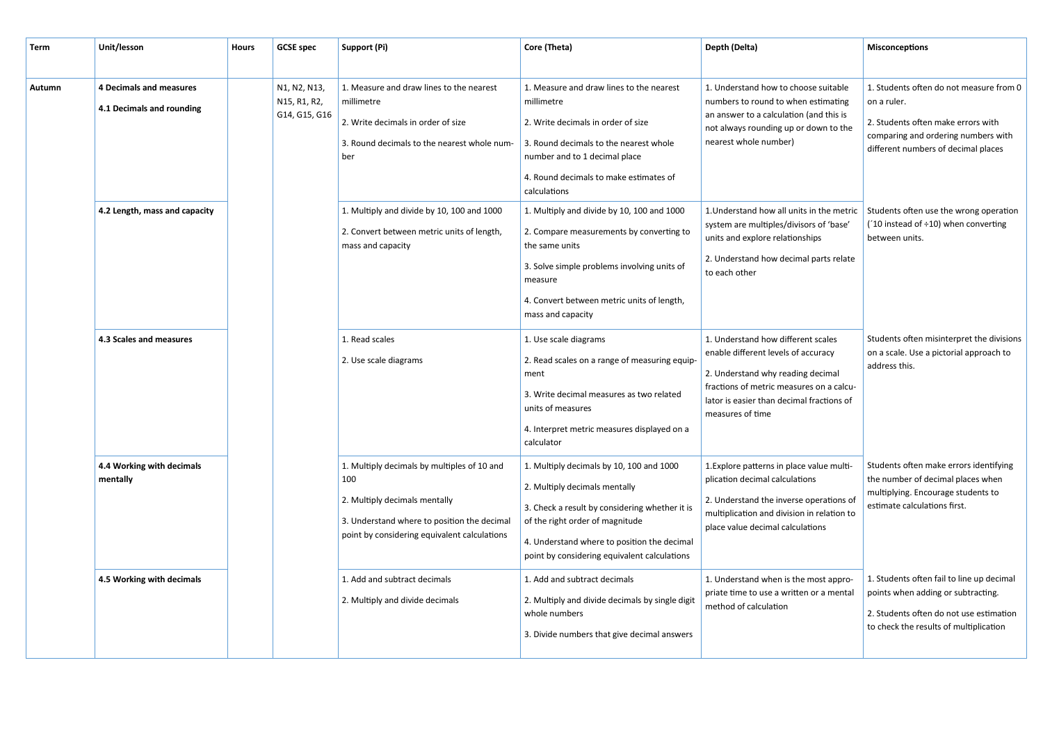| Term | Unit/lesson | Hours | GCSE spec | Support (Pi) | Core (Theta) | Depth (Delta) | Misconceptions |
|---|---|---|---|---|---|---|---|
| Autumn | **4 Decimals and measures**<br>**4.1 Decimals and rounding** | | N1, N2, N13, N15, R1, R2, G14, G15, G16 | 1. Measure and draw lines to the nearest millimetre<br>2. Write decimals in order of size<br>3. Round decimals to the nearest whole number | 1. Measure and draw lines to the nearest millimetre<br>2. Write decimals in order of size<br>3. Round decimals to the nearest whole number and to 1 decimal place<br>4. Round decimals to make estimates of calculations | 1. Understand how to choose suitable numbers to round to when estimating an answer to a calculation (and this is not always rounding up or down to the nearest whole number) | 1. Students often do not measure from 0 on a ruler.<br>2. Students often make errors with comparing and ordering numbers with different numbers of decimal places |
| | **4.2 Length, mass and capacity** | | | 1. Multiply and divide by 10, 100 and 1000<br>2. Convert between metric units of length, mass and capacity | 1. Multiply and divide by 10, 100 and 1000<br>2. Compare measurements by converting to the same units<br>3. Solve simple problems involving units of measure<br>4. Convert between metric units of length, mass and capacity | 1.Understand how all units in the metric system are multiples/divisors of 'base' units and explore relationships<br>2. Understand how decimal parts relate to each other | Students often use the wrong operation (´10 instead of ÷10) when converting between units. |
| | **4.3 Scales and measures** | | | 1. Read scales<br>2. Use scale diagrams | 1. Use scale diagrams<br>2. Read scales on a range of measuring equipment<br>3. Write decimal measures as two related units of measures<br>4. Interpret metric measures displayed on a calculator | 1. Understand how different scales enable different levels of accuracy<br>2. Understand why reading decimal fractions of metric measures on a calculator is easier than decimal fractions of measures of time | Students often misinterpret the divisions on a scale. Use a pictorial approach to address this. |
| | **4.4 Working with decimals mentally** | | | 1. Multiply decimals by multiples of 10 and 100<br>2. Multiply decimals mentally<br>3. Understand where to position the decimal point by considering equivalent calculations | 1. Multiply decimals by 10, 100 and 1000<br>2. Multiply decimals mentally<br>3. Check a result by considering whether it is of the right order of magnitude<br>4. Understand where to position the decimal point by considering equivalent calculations | 1.Explore patterns in place value multiplication decimal calculations<br>2. Understand the inverse operations of multiplication and division in relation to place value decimal calculations | Students often make errors identifying the number of decimal places when multiplying. Encourage students to estimate calculations first. |
| | **4.5 Working with decimals** | | | 1. Add and subtract decimals<br>2. Multiply and divide decimals | 1. Add and subtract decimals<br>2. Multiply and divide decimals by single digit whole numbers<br>3. Divide numbers that give decimal answers | 1. Understand when is the most appropriate time to use a written or a mental method of calculation | 1. Students often fail to line up decimal points when adding or subtracting.<br>2. Students often do not use estimation to check the results of multiplication |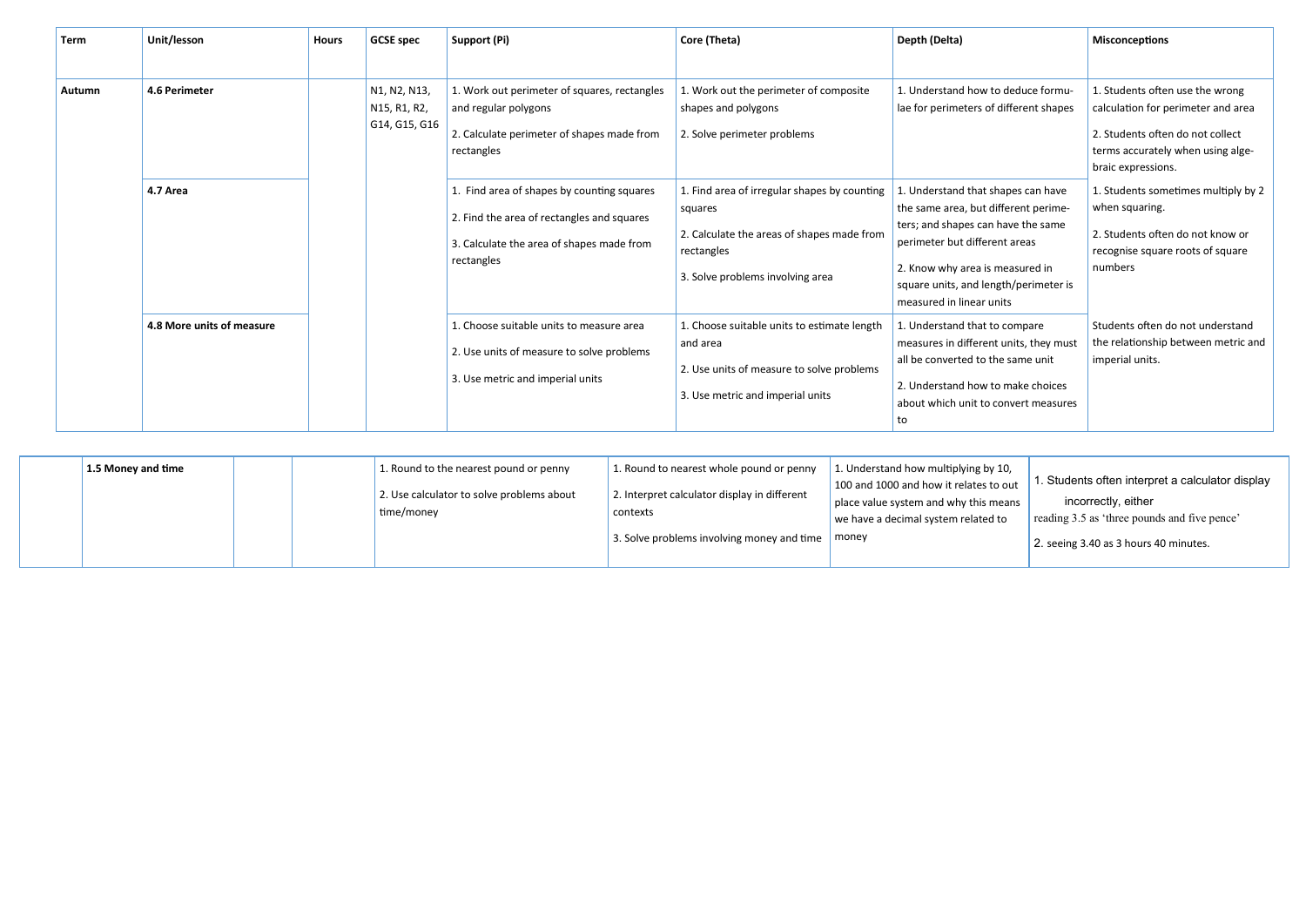| Term | Unit/lesson | Hours | GCSE spec | Support (Pi) | Core (Theta) | Depth (Delta) | Misconceptions |
|---|---|---|---|---|---|---|---|
| Autumn | **4.6 Perimeter** | | N1, N2, N13, N15, R1, R2, G14, G15, G16 | 1. Work out perimeter of squares, rectangles and regular polygons<br><br>2. Calculate perimeter of shapes made from rectangles | 1. Work out the perimeter of composite shapes and polygons<br><br>2. Solve perimeter problems | 1. Understand how to deduce formulae for perimeters of different shapes | 1. Students often use the wrong calculation for perimeter and area<br><br>2. Students often do not collect terms accurately when using algebraic expressions. |
| | **4.7 Area** | | | 1. Find area of shapes by counting squares<br><br>2. Find the area of rectangles and squares<br><br>3. Calculate the area of shapes made from rectangles | 1. Find area of irregular shapes by counting squares<br><br>2. Calculate the areas of shapes made from rectangles<br><br>3. Solve problems involving area | 1. Understand that shapes can have the same area, but different perimeters; and shapes can have the same perimeter but different areas<br><br>2. Know why area is measured in square units, and length/perimeter is measured in linear units | 1. Students sometimes multiply by 2 when squaring.<br><br>2. Students often do not know or recognise square roots of square numbers |
| | **4.8 More units of measure** | | | 1. Choose suitable units to measure area<br><br>2. Use units of measure to solve problems<br><br>3. Use metric and imperial units | 1. Choose suitable units to estimate length and area<br><br>2. Use units of measure to solve problems<br><br>3. Use metric and imperial units | 1. Understand that to compare measures in different units, they must all be converted to the same unit<br><br>2. Understand how to make choices about which unit to convert measures to | Students often do not understand the relationship between metric and imperial units. |
| | **1.5 Money and time** | | | 1. Round to the nearest pound or penny<br><br>2. Use calculator to solve problems about time/money | 1. Round to nearest whole pound or penny<br><br>2. Interpret calculator display in different contexts<br><br>3. Solve problems involving money and time | 1. Understand how multiplying by 10, 100 and 1000 and how it relates to out place value system and why this means we have a decimal system related to money | 1. Students often interpret a calculator display incorrectly, either reading 3.5 as 'three pounds and five pence'<br><br>2. seeing 3.40 as 3 hours 40 minutes. |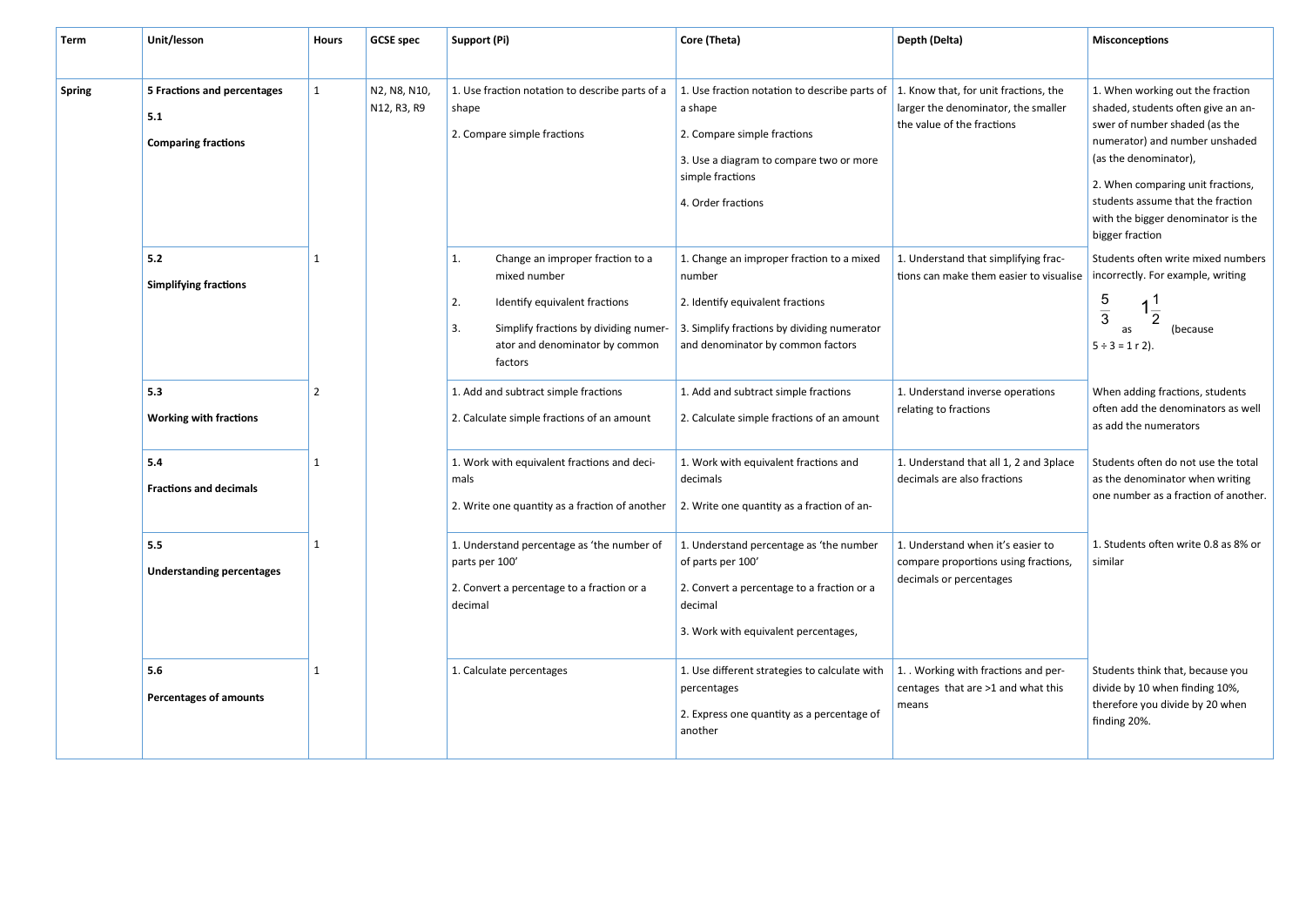| Term | Unit/lesson | Hours | GCSE spec | Support (Pi) | Core (Theta) | Depth (Delta) | Misconceptions |
|---|---|---|---|---|---|---|---|
| **Spring** | **5 Fractions and percentages**<br>**5.1**<br>**Comparing fractions** | 1 | N2, N8, N10, N12, R3, R9 | 1. Use fraction notation to describe parts of a shape<br>2. Compare simple fractions | 1. Use fraction notation to describe parts of a shape<br>2. Compare simple fractions<br>3. Use a diagram to compare two or more simple fractions<br>4. Order fractions | 1. Know that, for unit fractions, the larger the denominator, the smaller the value of the fractions | 1. When working out the fraction shaded, students often give an answer of number shaded (as the numerator) and number unshaded (as the denominator),<br>2. When comparing unit fractions, students assume that the fraction with the bigger denominator is the bigger fraction |
| | **5.2**<br>**Simplifying fractions** | 1 | | 1. Change an improper fraction to a mixed number<br>2. Identify equivalent fractions<br>3. Simplify fractions by dividing numerator and denominator by common factors | 1. Change an improper fraction to a mixed number<br>2. Identify equivalent fractions<br>3. Simplify fractions by dividing numerator and denominator by common factors | 1. Understand that simplifying fractions can make them easier to visualise | Students often write mixed numbers incorrectly. For example, writing $\frac{5}{3}$ as $1\frac{1}{2}$ (because $5 \div 3 = 1$ r 2). |
| | **5.3**<br>**Working with fractions** | 2 | | 1. Add and subtract simple fractions<br>2. Calculate simple fractions of an amount | 1. Add and subtract simple fractions<br>2. Calculate simple fractions of an amount | 1. Understand inverse operations relating to fractions | When adding fractions, students often add the denominators as well as add the numerators |
| | **5.4**<br>**Fractions and decimals** | 1 | | 1. Work with equivalent fractions and decimals<br>2. Write one quantity as a fraction of another | 1. Work with equivalent fractions and decimals<br>2. Write one quantity as a fraction of an- | 1. Understand that all 1, 2 and 3place decimals are also fractions | Students often do not use the total as the denominator when writing one number as a fraction of another. |
| | **5.5**<br>**Understanding percentages** | 1 | | 1. Understand percentage as 'the number of parts per 100'<br>2. Convert a percentage to a fraction or a decimal | 1. Understand percentage as 'the number of parts per 100'<br>2. Convert a percentage to a fraction or a decimal<br>3. Work with equivalent percentages, | 1. Understand when it's easier to compare proportions using fractions, decimals or percentages | 1. Students often write 0.8 as 8% or similar |
| | **5.6**<br>**Percentages of amounts** | 1 | | 1. Calculate percentages | 1. Use different strategies to calculate with percentages<br>2. Express one quantity as a percentage of another | 1. . Working with fractions and percentages that are >1 and what this means | Students think that, because you divide by 10 when finding 10%, therefore you divide by 20 when finding 20%. |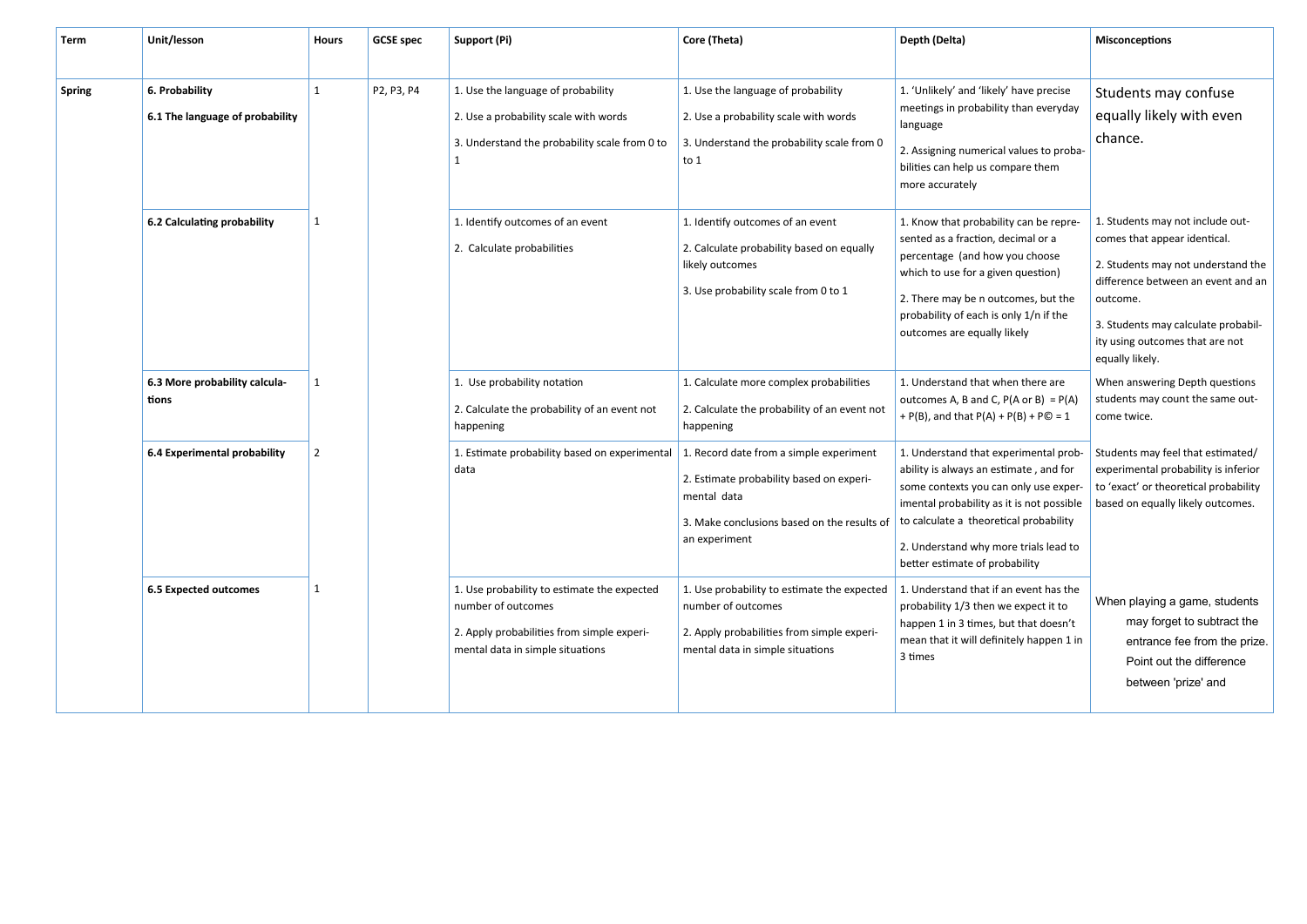| Term | Unit/lesson | Hours | GCSE spec | Support (Pi) | Core (Theta) | Depth (Delta) | Misconceptions |
|---|---|---|---|---|---|---|---|
| **Spring** | **6. Probability**<br>**6.1 The language of probability** | 1 | P2, P3, P4 | 1. Use the language of probability<br>2. Use a probability scale with words<br>3. Understand the probability scale from 0 to 1 | 1. Use the language of probability<br>2. Use a probability scale with words<br>3. Understand the probability scale from 0 to 1 | 1. 'Unlikely' and 'likely' have precise meetings in probability than everyday language<br>2. Assigning numerical values to probabilities can help us compare them more accurately | Students may confuse equally likely with even chance. |
| | **6.2 Calculating probability** | 1 | | 1. Identify outcomes of an event<br>2. Calculate probabilities | 1. Identify outcomes of an event<br>2. Calculate probability based on equally likely outcomes<br>3. Use probability scale from 0 to 1 | 1. Know that probability can be represented as a fraction, decimal or a percentage (and how you choose which to use for a given question)<br>2. There may be n outcomes, but the probability of each is only 1/n if the outcomes are equally likely | 1. Students may not include outcomes that appear identical.<br>2. Students may not understand the difference between an event and an outcome.<br>3. Students may calculate probability using outcomes that are not equally likely. |
| | **6.3 More probability calculations** | 1 | | 1. Use probability notation<br>2. Calculate the probability of an event not happening | 1. Calculate more complex probabilities<br>2. Calculate the probability of an event not happening | 1. Understand that when there are outcomes A, B and C, P(A or B) = P(A) + P(B), and that P(A) + P(B) + P© = 1 | When answering Depth questions students may count the same outcome twice. |
| | **6.4 Experimental probability** | 2 | | 1. Estimate probability based on experimental data | 1. Record date from a simple experiment<br>2. Estimate probability based on experimental data<br>3. Make conclusions based on the results of an experiment | 1. Understand that experimental probability is always an estimate , and for some contexts you can only use experimental probability as it is not possible to calculate a theoretical probability<br>2. Understand why more trials lead to better estimate of probability | Students may feel that estimated/ experimental probability is inferior to 'exact' or theoretical probability based on equally likely outcomes. |
| | **6.5 Expected outcomes** | 1 | | 1. Use probability to estimate the expected number of outcomes<br>2. Apply probabilities from simple experimental data in simple situations | 1. Use probability to estimate the expected number of outcomes<br>2. Apply probabilities from simple experimental data in simple situations | 1. Understand that if an event has the probability 1/3 then we expect it to happen 1 in 3 times, but that doesn't mean that it will definitely happen 1 in 3 times | When playing a game, students may forget to subtract the entrance fee from the prize. Point out the difference between 'prize' and |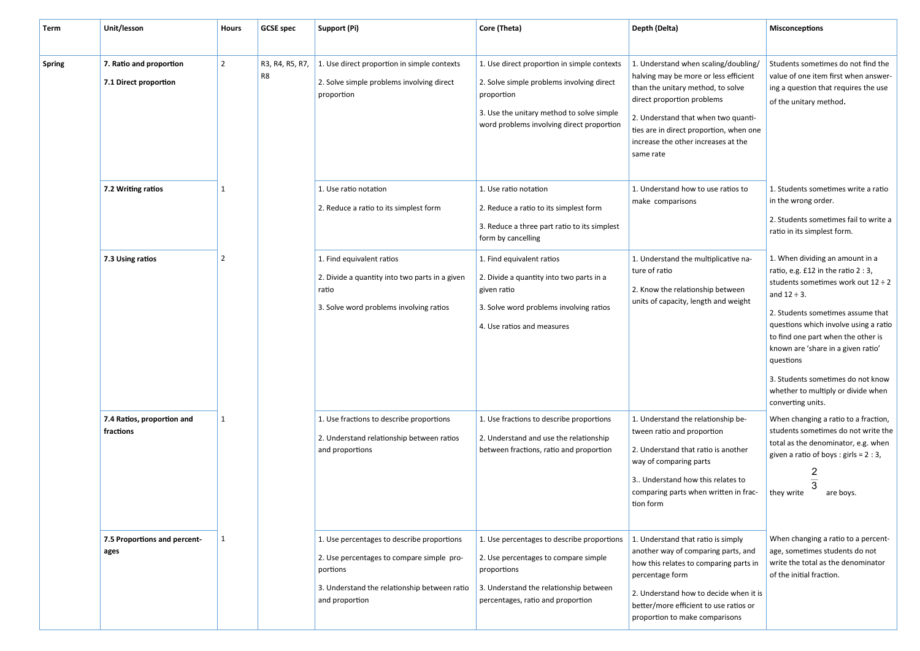| Term | Unit/lesson | Hours | GCSE spec | Support (Pi) | Core (Theta) | Depth (Delta) | Misconceptions |
|---|---|---|---|---|---|---|---|
| Spring | **7. Ratio and proportion** **7.1 Direct proportion** | 2 | R3, R4, R5, R7, R8 | 1. Use direct proportion in simple contexts<br>2. Solve simple problems involving direct proportion | 1. Use direct proportion in simple contexts<br>2. Solve simple problems involving direct proportion<br>3. Use the unitary method to solve simple word problems involving direct proportion | 1. Understand when scaling/doubling/halving may be more or less efficient than the unitary method, to solve direct proportion problems<br>2. Understand that when two quantities are in direct proportion, when one increase the other increases at the same rate | Students sometimes do not find the value of one item first when answering a question that requires the use of the unitary method. |
| | **7.2 Writing ratios** | 1 | | 1. Use ratio notation<br>2. Reduce a ratio to its simplest form | 1. Use ratio notation<br>2. Reduce a ratio to its simplest form<br>3. Reduce a three part ratio to its simplest form by cancelling | 1. Understand how to use ratios to make comparisons | 1. Students sometimes write a ratio in the wrong order.<br>2. Students sometimes fail to write a ratio in its simplest form. |
| | **7.3 Using ratios** | 2 | | 1. Find equivalent ratios<br>2. Divide a quantity into two parts in a given ratio<br>3. Solve word problems involving ratios | 1. Find equivalent ratios<br>2. Divide a quantity into two parts in a given ratio<br>3. Solve word problems involving ratios<br>4. Use ratios and measures | 1. Understand the multiplicative nature of ratio<br>2. Know the relationship between units of capacity, length and weight | 1. When dividing an amount in a ratio, e.g. £12 in the ratio 2 : 3, students sometimes work out $12 \div 2$ and $12 \div 3$.<br>2. Students sometimes assume that questions which involve using a ratio to find one part when the other is known are 'share in a given ratio' questions<br>3. Students sometimes do not know whether to multiply or divide when converting units. |
| | **7.4 Ratios, proportion and fractions** | 1 | | 1. Use fractions to describe proportions<br>2. Understand relationship between ratios and proportions | 1. Use fractions to describe proportions<br>2. Understand and use the relationship between fractions, ratio and proportion | 1. Understand the relationship between ratio and proportion<br>2. Understand that ratio is another way of comparing parts<br>3.. Understand how this relates to comparing parts when written in fraction form | When changing a ratio to a fraction, students sometimes do not write the total as the denominator, e.g. when given a ratio of boys : girls = 2 : 3, they write $\frac{2}{3}$ are boys. |
| | **7.5 Proportions and percentages** | 1 | | 1. Use percentages to describe proportions<br>2. Use percentages to compare simple proportions<br>3. Understand the relationship between ratio and proportion | 1. Use percentages to describe proportions<br>2. Use percentages to compare simple proportions<br>3. Understand the relationship between percentages, ratio and proportion | 1. Understand that ratio is simply another way of comparing parts, and how this relates to comparing parts in percentage form<br>2. Understand how to decide when it is better/more efficient to use ratios or proportion to make comparisons | When changing a ratio to a percentage, sometimes students do not write the total as the denominator of the initial fraction. |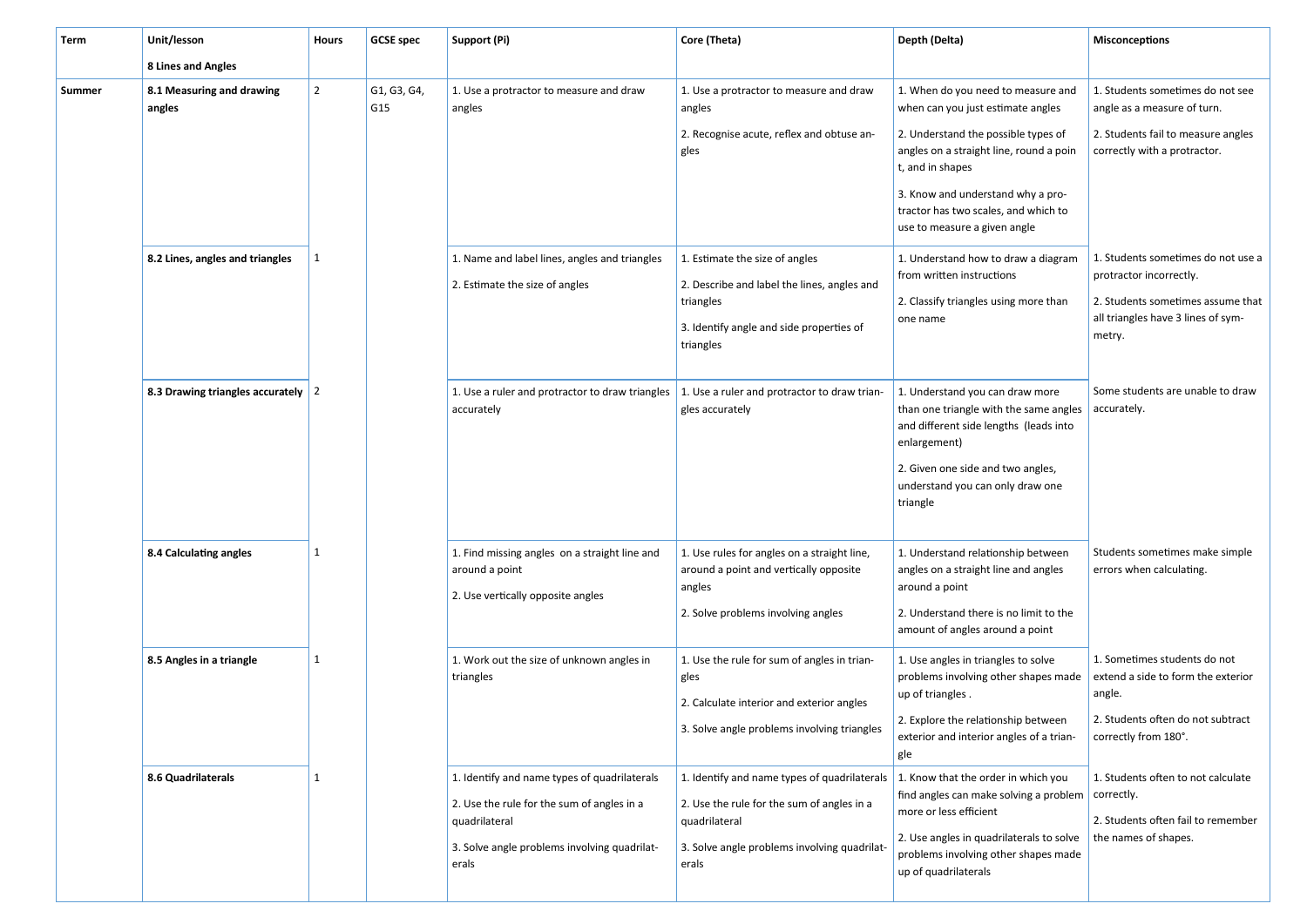| Term | Unit/lesson<br>8 Lines and Angles | Hours | GCSE spec | Support (Pi) | Core (Theta) | Depth (Delta) | Misconceptions |
|---|---|---|---|---|---|---|---|
| Summer | **8.1 Measuring and drawing angles** | 2 | G1, G3, G4, G15 | 1. Use a protractor to measure and draw angles | 1. Use a protractor to measure and draw angles<br>2. Recognise acute, reflex and obtuse angles | 1. When do you need to measure and when can you just estimate angles<br>2. Understand the possible types of angles on a straight line, round a poin t, and in shapes<br>3. Know and understand why a protractor has two scales, and which to use to measure a given angle | 1. Students sometimes do not see angle as a measure of turn.<br>2. Students fail to measure angles correctly with a protractor. |
| | **8.2 Lines, angles and triangles** | 1 | | 1. Name and label lines, angles and triangles<br>2. Estimate the size of angles | 1. Estimate the size of angles<br>2. Describe and label the lines, angles and triangles<br>3. Identify angle and side properties of triangles | 1. Understand how to draw a diagram from written instructions<br>2. Classify triangles using more than one name | 1. Students sometimes do not use a protractor incorrectly.<br>2. Students sometimes assume that all triangles have 3 lines of symmetry. |
| | **8.3 Drawing triangles accurately** | 2 | | 1. Use a ruler and protractor to draw triangles accurately | 1. Use a ruler and protractor to draw triangles accurately | 1. Understand you can draw more than one triangle with the same angles and different side lengths (leads into enlargement)<br>2. Given one side and two angles, understand you can only draw one triangle | Some students are unable to draw accurately. |
| | **8.4 Calculating angles** | 1 | | 1. Find missing angles on a straight line and around a point<br>2. Use vertically opposite angles | 1. Use rules for angles on a straight line, around a point and vertically opposite angles<br>2. Solve problems involving angles | 1. Understand relationship between angles on a straight line and angles around a point<br>2. Understand there is no limit to the amount of angles around a point | Students sometimes make simple errors when calculating. |
| | **8.5 Angles in a triangle** | 1 | | 1. Work out the size of unknown angles in triangles | 1. Use the rule for sum of angles in triangles<br>2. Calculate interior and exterior angles<br>3. Solve angle problems involving triangles | 1. Use angles in triangles to solve problems involving other shapes made up of triangles .<br>2. Explore the relationship between exterior and interior angles of a triangle | 1. Sometimes students do not extend a side to form the exterior angle.<br>2. Students often do not subtract correctly from 180°. |
| | **8.6 Quadrilaterals** | 1 | | 1. Identify and name types of quadrilaterals<br>2. Use the rule for the sum of angles in a quadrilateral<br>3. Solve angle problems involving quadrilaterals | 1. Identify and name types of quadrilaterals<br>2. Use the rule for the sum of angles in a quadrilateral<br>3. Solve angle problems involving quadrilaterals | 1. Know that the order in which you find angles can make solving a problem more or less efficient<br>2. Use angles in quadrilaterals to solve problems involving other shapes made up of quadrilaterals | 1. Students often to not calculate correctly.<br>2. Students often fail to remember the names of shapes. |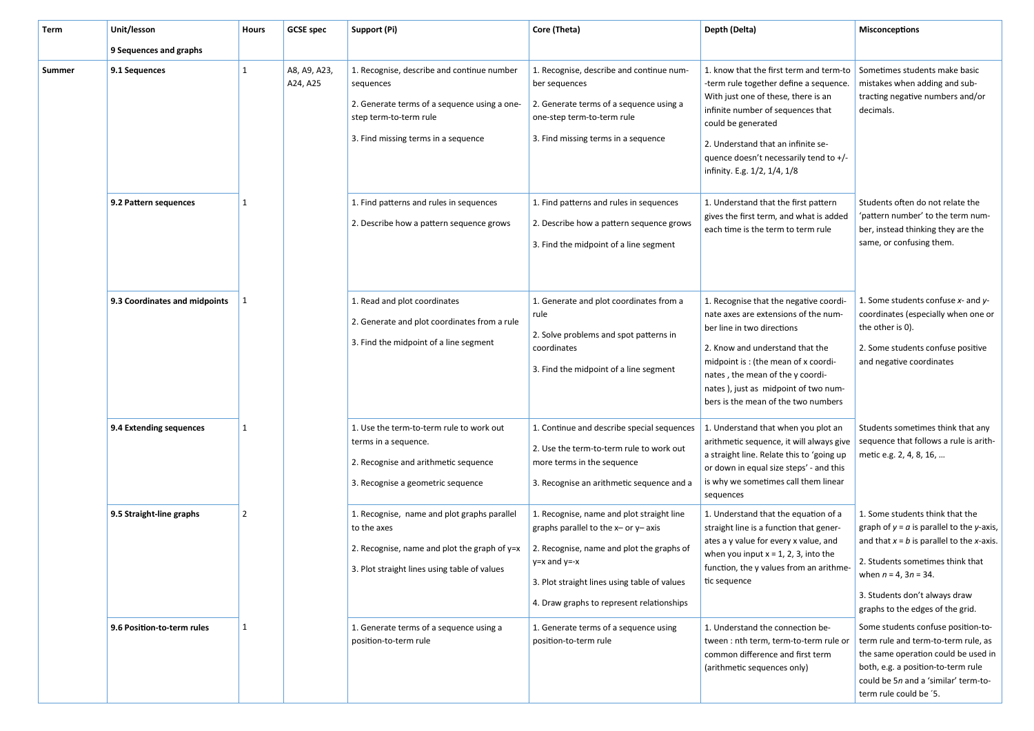| Term | Unit/lesson | Hours | GCSE spec | Support (Pi) | Core (Theta) | Depth (Delta) | Misconceptions |
|---|---|---|---|---|---|---|---|
| | **9 Sequences and graphs** | | | | | | |
| **Summer** | **9.1 Sequences** | 1 | A8, A9, A23, A24, A25 | 1. Recognise, describe and continue number sequences<br>2. Generate terms of a sequence using a one-step term-to-term rule<br>3. Find missing terms in a sequence | 1. Recognise, describe and continue number sequences<br>2. Generate terms of a sequence using a one-step term-to-term rule<br>3. Find missing terms in a sequence | 1. know that the first term and term-to-term rule together define a sequence. With just one of these, there is an infinite number of sequences that could be generated<br>2. Understand that an infinite sequence doesn't necessarily tend to +/- infinity. E.g. 1/2, 1/4, 1/8 | Sometimes students make basic mistakes when adding and subtracting negative numbers and/or decimals. |
| | **9.2 Pattern sequences** | 1 | | 1. Find patterns and rules in sequences<br>2. Describe how a pattern sequence grows | 1. Find patterns and rules in sequences<br>2. Describe how a pattern sequence grows<br>3. Find the midpoint of a line segment | 1. Understand that the first pattern gives the first term, and what is added each time is the term to term rule | Students often do not relate the 'pattern number' to the term number, instead thinking they are the same, or confusing them. |
| | **9.3 Coordinates and midpoints** | 1 | | 1. Read and plot coordinates<br>2. Generate and plot coordinates from a rule<br>3. Find the midpoint of a line segment | 1. Generate and plot coordinates from a rule<br>2. Solve problems and spot patterns in coordinates<br>3. Find the midpoint of a line segment | 1. Recognise that the negative coordinate axes are extensions of the number line in two directions<br>2. Know and understand that the midpoint is : (the mean of x coordinates , the mean of the y coordinates ), just as midpoint of two numbers is the mean of the two numbers | 1. Some students confuse *x*- and *y*-coordinates (especially when one or the other is 0).<br>2. Some students confuse positive and negative coordinates |
| | **9.4 Extending sequences** | 1 | | 1. Use the term-to-term rule to work out terms in a sequence.<br>2. Recognise and arithmetic sequence<br>3. Recognise a geometric sequence | 1. Continue and describe special sequences<br>2. Use the term-to-term rule to work out more terms in the sequence<br>3. Recognise an arithmetic sequence and a | 1. Understand that when you plot an arithmetic sequence, it will always give a straight line. Relate this to 'going up or down in equal size steps' - and this is why we sometimes call them linear sequences | Students sometimes think that any sequence that follows a rule is arithmetic e.g. 2, 4, 8, 16, … |
| | **9.5 Straight-line graphs** | 2 | | 1. Recognise, name and plot graphs parallel to the axes<br>2. Recognise, name and plot the graph of y=x<br>3. Plot straight lines using table of values | 1. Recognise, name and plot straight line graphs parallel to the x– or y– axis<br>2. Recognise, name and plot the graphs of y=x and y=-x<br>3. Plot straight lines using table of values<br>4. Draw graphs to represent relationships | 1. Understand that the equation of a straight line is a function that generates a y value for every x value, and when you input x = 1, 2, 3, into the function, the y values from an arithmetic sequence | 1. Some students think that the graph of $y = a$ is parallel to the *y*-axis, and that $x = b$ is parallel to the *x*-axis.<br>2. Students sometimes think that when $n = 4$, $3n = 34$.<br>3. Students don't always draw graphs to the edges of the grid. |
| | **9.6 Position-to-term rules** | 1 | | 1. Generate terms of a sequence using a position-to-term rule | 1. Generate terms of a sequence using position-to-term rule | 1. Understand the connection between : nth term, term-to-term rule or common difference and first term (arithmetic sequences only) | Some students confuse position-to-term rule and term-to-term rule, as the same operation could be used in both, e.g. a position-to-term rule could be $5n$ and a 'similar' term-to-term rule could be ´5. |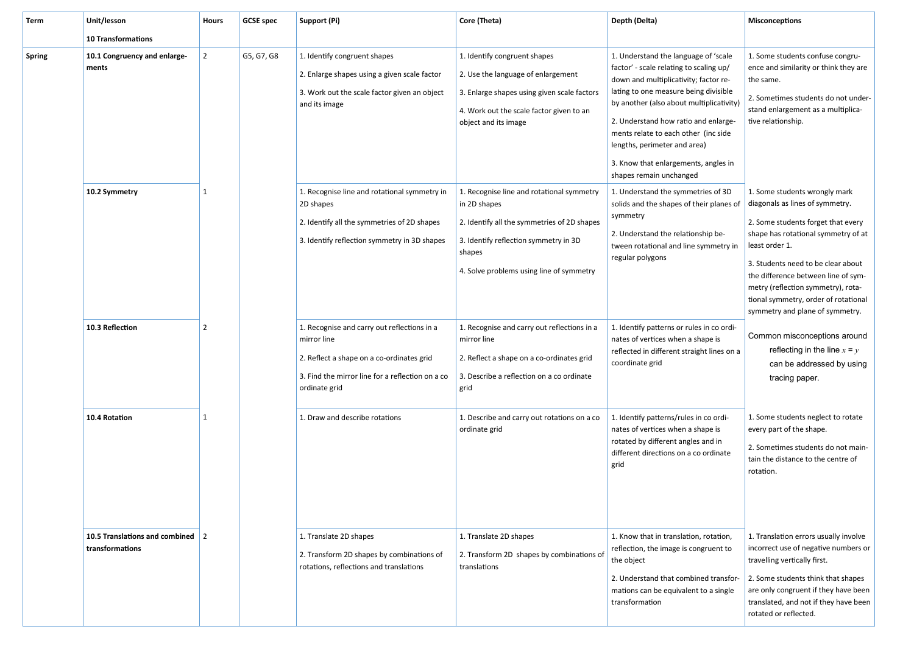| Term | Unit/lesson<br>**10 Transformations** | Hours | GCSE spec | Support (Pi) | Core (Theta) | Depth (Delta) | Misconceptions |
|---|---|---|---|---|---|---|---|
| **Spring** | **10.1 Congruency and enlargements** | 2 | G5, G7, G8 | 1. Identify congruent shapes<br>2. Enlarge shapes using a given scale factor<br>3. Work out the scale factor given an object and its image | 1. Identify congruent shapes<br>2. Use the language of enlargement<br>3. Enlarge shapes using given scale factors<br>4. Work out the scale factor given to an object and its image | 1. Understand the language of 'scale factor' - scale relating to scaling up/down and multiplicativity; factor relating to one measure being divisible by another (also about multiplicativity)<br>2. Understand how ratio and enlargements relate to each other (inc side lengths, perimeter and area)<br>3. Know that enlargements, angles in shapes remain unchanged | 1. Some students confuse congruence and similarity or think they are the same.<br>2. Sometimes students do not understand enlargement as a multiplicative relationship. |
| | **10.2 Symmetry** | 1 | | 1. Recognise line and rotational symmetry in 2D shapes<br>2. Identify all the symmetries of 2D shapes<br>3. Identify reflection symmetry in 3D shapes | 1. Recognise line and rotational symmetry in 2D shapes<br>2. Identify all the symmetries of 2D shapes<br>3. Identify reflection symmetry in 3D shapes<br>4. Solve problems using line of symmetry | 1. Understand the symmetries of 3D solids and the shapes of their planes of symmetry<br>2. Understand the relationship between rotational and line symmetry in regular polygons | 1. Some students wrongly mark diagonals as lines of symmetry.<br>2. Some students forget that every shape has rotational symmetry of at least order 1.<br>3. Students need to be clear about the difference between line of symmetry (reflection symmetry), rotational symmetry, order of rotational symmetry and plane of symmetry. |
| | **10.3 Reflection** | 2 | | 1. Recognise and carry out reflections in a mirror line<br>2. Reflect a shape on a co-ordinates grid<br>3. Find the mirror line for a reflection on a co ordinate grid | 1. Recognise and carry out reflections in a mirror line<br>2. Reflect a shape on a co-ordinates grid<br>3. Describe a reflection on a co ordinate grid | 1. Identify patterns or rules in co ordinates of vertices when a shape is reflected in different straight lines on a coordinate grid | Common misconceptions around reflecting in the line $x = y$ can be addressed by using tracing paper. |
| | **10.4 Rotation** | 1 | | 1. Draw and describe rotations | 1. Describe and carry out rotations on a co ordinate grid | 1. Identify patterns/rules in co ordinates of vertices when a shape is rotated by different angles and in different directions on a co ordinate grid | 1. Some students neglect to rotate every part of the shape.<br>2. Sometimes students do not maintain the distance to the centre of rotation. |
| | **10.5 Translations and combined transformations** | 2 | | 1. Translate 2D shapes<br>2. Transform 2D shapes by combinations of rotations, reflections and translations | 1. Translate 2D shapes<br>2. Transform 2D shapes by combinations of translations | 1. Know that in translation, rotation, reflection, the image is congruent to the object<br>2. Understand that combined transformations can be equivalent to a single transformation | 1. Translation errors usually involve incorrect use of negative numbers or travelling vertically first.<br>2. Some students think that shapes are only congruent if they have been translated, and not if they have been rotated or reflected. |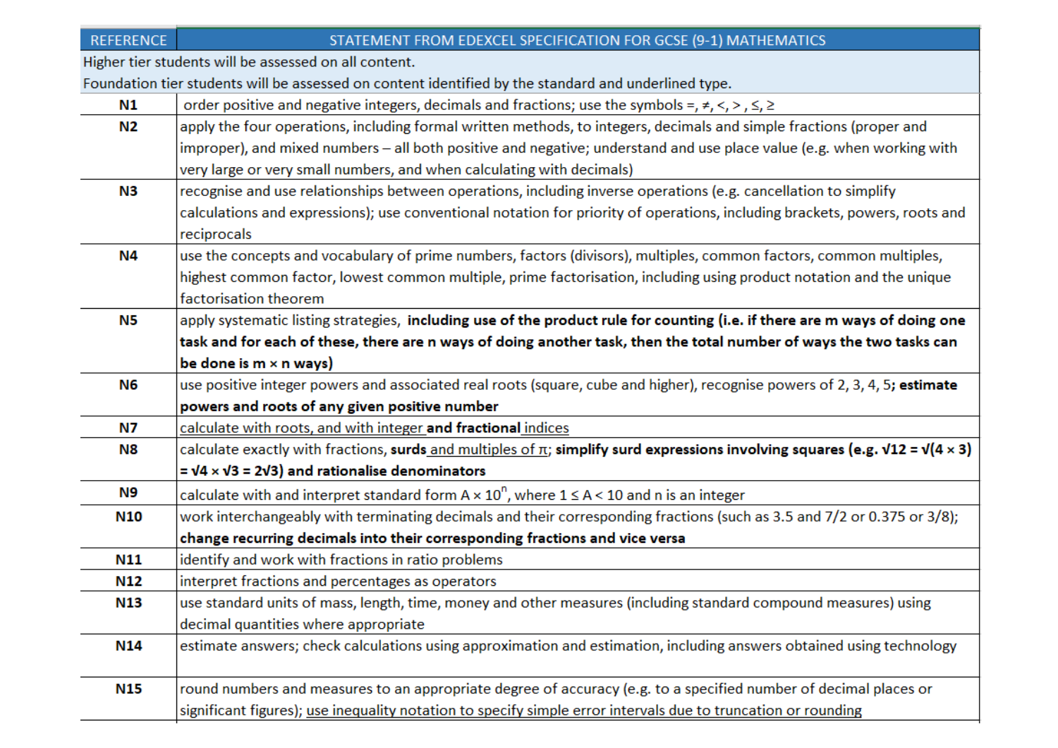| REFERENCE | STATEMENT FROM EDEXCEL SPECIFICATION FOR GCSE (9-1) MATHEMATICS |
|---|---|
| Higher tier students will be assessed on all content. Foundation tier students will be assessed on content identified by the standard and underlined type. | |
| **N1** | order positive and negative integers, decimals and fractions; use the symbols $=, \neq, <, >, \leq, \geq$ |
| **N2** | apply the four operations, including formal written methods, to integers, decimals and simple fractions (proper and improper), and mixed numbers – all both positive and negative; understand and use place value (e.g. when working with very large or very small numbers, and when calculating with decimals) |
| **N3** | recognise and use relationships between operations, including inverse operations (e.g. cancellation to simplify calculations and expressions); use conventional notation for priority of operations, including brackets, powers, roots and reciprocals |
| **N4** | use the concepts and vocabulary of prime numbers, factors (divisors), multiples, common factors, common multiples, highest common factor, lowest common multiple, prime factorisation, including using product notation and the unique factorisation theorem |
| **N5** | apply systematic listing strategies, **including use of the product rule for counting (i.e. if there are m ways of doing one task and for each of these, there are n ways of doing another task, then the total number of ways the two tasks can be done is $m \times n$ ways)** |
| **N6** | use positive integer powers and associated real roots (square, cube and higher), recognise powers of 2, 3, 4, 5**; estimate powers and roots of any given positive number** |
| **N7** | <u>calculate with roots, and with integer</u> **and fractional** <u>indices</u> |
| **N8** | calculate exactly with fractions, **surds** <u>and multiples of $\pi$</u>; **simplify surd expressions involving squares (e.g. $\sqrt{12} = \sqrt{(4 \times 3)} = \sqrt{4} \times \sqrt{3} = 2\sqrt{3}$) and rationalise denominators** |
| **N9** | calculate with and interpret standard form $A \times 10^n$, where $1 \leq A < 10$ and n is an integer |
| **N10** | work interchangeably with terminating decimals and their corresponding fractions (such as 3.5 and 7/2 or 0.375 or 3/8); **change recurring decimals into their corresponding fractions and vice versa** |
| **N11** | identify and work with fractions in ratio problems |
| **N12** | interpret fractions and percentages as operators |
| **N13** | use standard units of mass, length, time, money and other measures (including standard compound measures) using decimal quantities where appropriate |
| **N14** | estimate answers; check calculations using approximation and estimation, including answers obtained using technology |
| **N15** | round numbers and measures to an appropriate degree of accuracy (e.g. to a specified number of decimal places or significant figures); <u>use inequality notation to specify simple error intervals due to truncation or rounding</u> |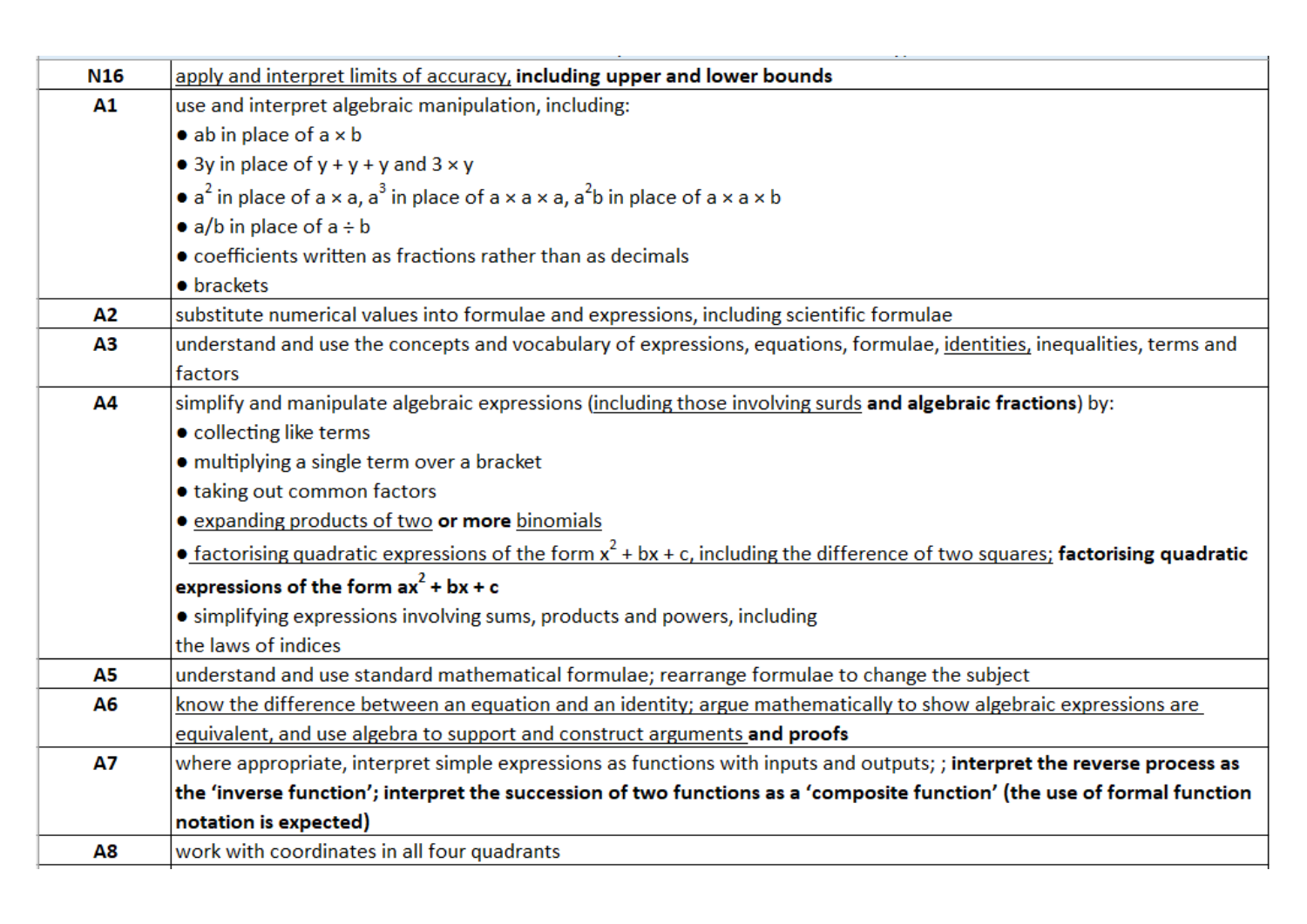| | |
|---|---|
| **N16** | apply and interpret limits of accuracy, **including upper and lower bounds** |
| **A1** | use and interpret algebraic manipulation, including:<br>● ab in place of a × b<br>● 3y in place of y + y + y and 3 × y<br>● $a^2$ in place of a × a, $a^3$ in place of a × a × a, $a^2b$ in place of a × a × b<br>● a/b in place of a ÷ b<br>● coefficients written as fractions rather than as decimals<br>● brackets |
| **A2** | substitute numerical values into formulae and expressions, including scientific formulae |
| **A3** | understand and use the concepts and vocabulary of expressions, equations, formulae, identities, inequalities, terms and factors |
| **A4** | simplify and manipulate algebraic expressions (including those involving surds **and algebraic fractions**) by:<br>● collecting like terms<br>● multiplying a single term over a bracket<br>● taking out common factors<br>● expanding products of two **or more** binomials<br>● factorising quadratic expressions of the form $x^2 + bx + c$, including the difference of two squares; **factorising quadratic expressions of the form $ax^2 + bx + c$**<br>● simplifying expressions involving sums, products and powers, including the laws of indices |
| **A5** | understand and use standard mathematical formulae; rearrange formulae to change the subject |
| **A6** | know the difference between an equation and an identity; argue mathematically to show algebraic expressions are equivalent, and use algebra to support and construct arguments **and proofs** |
| **A7** | where appropriate, interpret simple expressions as functions with inputs and outputs; ; **interpret the reverse process as the 'inverse function'; interpret the succession of two functions as a 'composite function' (the use of formal function notation is expected)** |
| **A8** | work with coordinates in all four quadrants |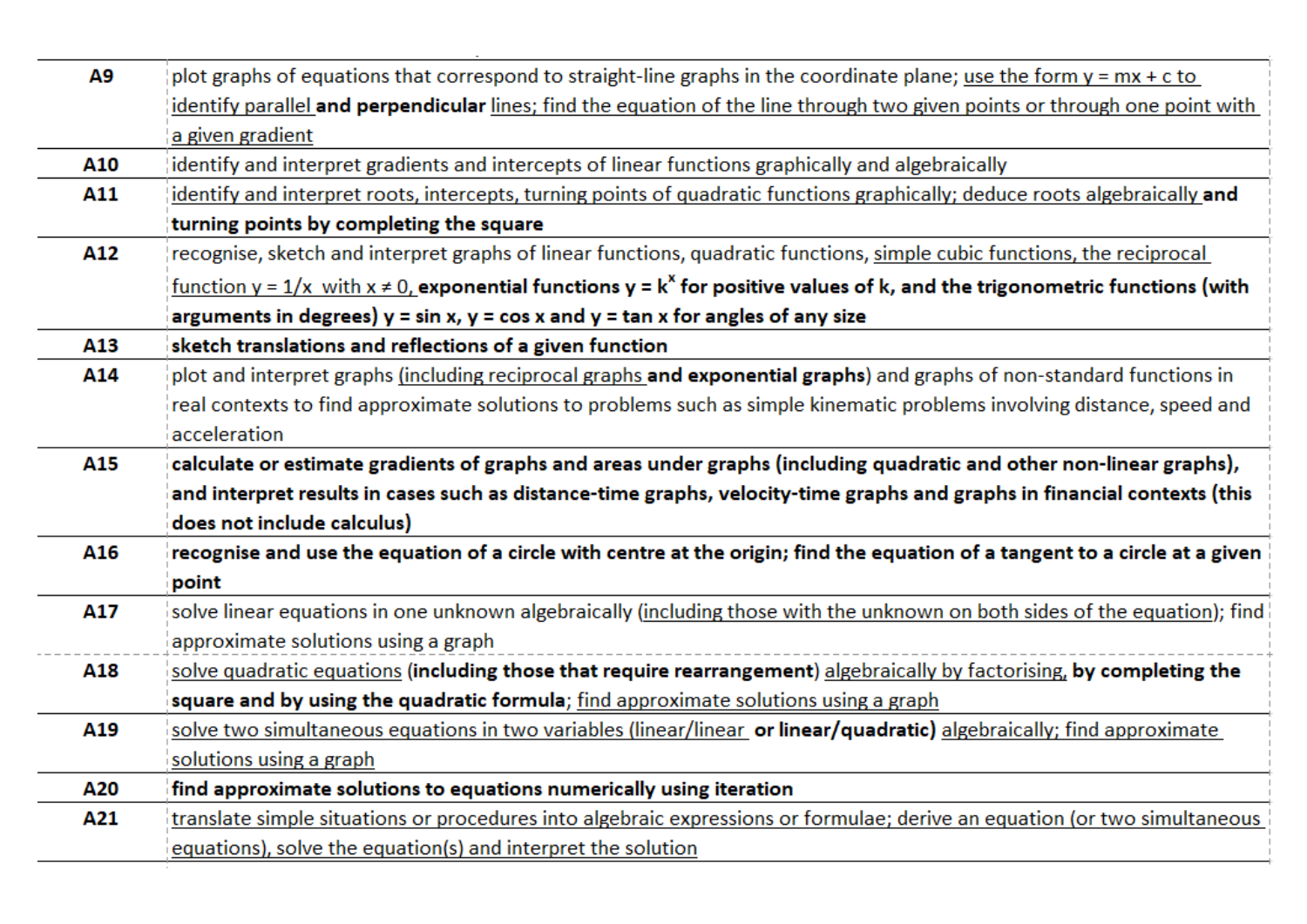| | |
|---|---|
| **A9** | plot graphs of equations that correspond to straight-line graphs in the coordinate plane; use the form $y = mx + c$ to identify parallel **and perpendicular** lines; find the equation of the line through two given points or through one point with a given gradient |
| **A10** | identify and interpret gradients and intercepts of linear functions graphically and algebraically |
| **A11** | identify and interpret roots, intercepts, turning points of quadratic functions graphically; deduce roots algebraically **and turning points by completing the square** |
| **A12** | recognise, sketch and interpret graphs of linear functions, quadratic functions, simple cubic functions, the reciprocal function $y = 1/x$ with $x \neq 0$, **exponential functions $y = k^x$ for positive values of k, and the trigonometric functions (with arguments in degrees) $y = \sin x$, $y = \cos x$ and $y = \tan x$ for angles of any size** |
| **A13** | **sketch translations and reflections of a given function** |
| **A14** | plot and interpret graphs (including reciprocal graphs **and exponential graphs**) and graphs of non-standard functions in real contexts to find approximate solutions to problems such as simple kinematic problems involving distance, speed and acceleration |
| **A15** | **calculate or estimate gradients of graphs and areas under graphs (including quadratic and other non-linear graphs), and interpret results in cases such as distance-time graphs, velocity-time graphs and graphs in financial contexts (this does not include calculus)** |
| **A16** | **recognise and use the equation of a circle with centre at the origin; find the equation of a tangent to a circle at a given point** |
| **A17** | solve linear equations in one unknown algebraically (including those with the unknown on both sides of the equation); find approximate solutions using a graph |
| **A18** | solve quadratic equations **(including those that require rearrangement)** algebraically by factorising, **by completing the square and by using the quadratic formula**; find approximate solutions using a graph |
| **A19** | solve two simultaneous equations in two variables (linear/linear **or linear/quadratic)** algebraically; find approximate solutions using a graph |
| **A20** | **find approximate solutions to equations numerically using iteration** |
| **A21** | translate simple situations or procedures into algebraic expressions or formulae; derive an equation (or two simultaneous equations), solve the equation(s) and interpret the solution |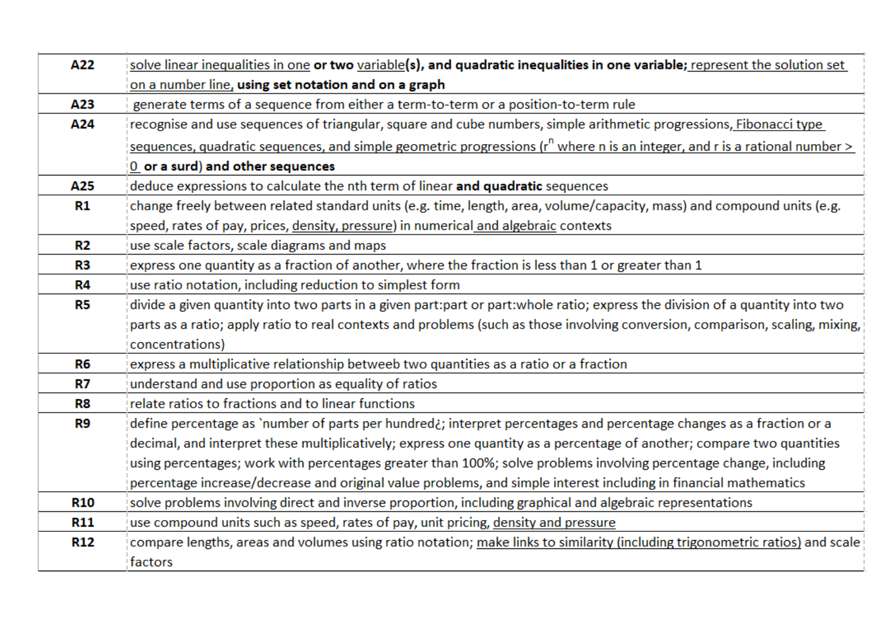| | |
|---|---|
| **A22** | solve linear inequalities in one **or two** variable**(s), and quadratic inequalities in one variable;** represent the solution set on a number line, **using set notation and on a graph** |
| **A23** | generate terms of a sequence from either a term-to-term or a position-to-term rule |
| **A24** | recognise and use sequences of triangular, square and cube numbers, simple arithmetic progressions, Fibonacci type sequences, quadratic sequences, and simple geometric progressions ($r^n$ where n is an integer, and r is a rational number > 0 **or a surd) and other sequences** |
| **A25** | deduce expressions to calculate the nth term of linear **and quadratic** sequences |
| **R1** | change freely between related standard units (e.g. time, length, area, volume/capacity, mass) and compound units (e.g. speed, rates of pay, prices, density, pressure) in numerical and algebraic contexts |
| **R2** | use scale factors, scale diagrams and maps |
| **R3** | express one quantity as a fraction of another, where the fraction is less than 1 or greater than 1 |
| **R4** | use ratio notation, including reduction to simplest form |
| **R5** | divide a given quantity into two parts in a given part:part or part:whole ratio; express the division of a quantity into two parts as a ratio; apply ratio to real contexts and problems (such as those involving conversion, comparison, scaling, mixing, concentrations) |
| **R6** | express a multiplicative relationship betweeb two quantities as a ratio or a fraction |
| **R7** | understand and use proportion as equality of ratios |
| **R8** | relate ratios to fractions and to linear functions |
| **R9** | define percentage as `number of parts per hundred¿; interpret percentages and percentage changes as a fraction or a decimal, and interpret these multiplicatively; express one quantity as a percentage of another; compare two quantities using percentages; work with percentages greater than 100%; solve problems involving percentage change, including percentage increase/decrease and original value problems, and simple interest including in financial mathematics |
| **R10** | solve problems involving direct and inverse proportion, including graphical and algebraic representations |
| **R11** | use compound units such as speed, rates of pay, unit pricing, density and pressure |
| **R12** | compare lengths, areas and volumes using ratio notation; make links to similarity (including trigonometric ratios) and scale factors |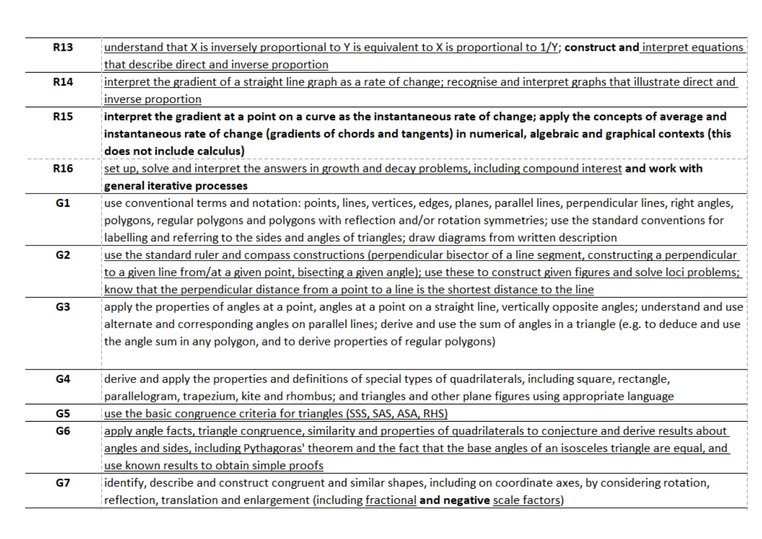| | |
|---|---|
| **R13** | understand that X is inversely proportional to Y is equivalent to X is proportional to 1/Y; **construct and** interpret equations that describe direct and inverse proportion |
| **R14** | interpret the gradient of a straight line graph as a rate of change; recognise and interpret graphs that illustrate direct and inverse proportion |
| **R15** | **interpret the gradient at a point on a curve as the instantaneous rate of change; apply the concepts of average and instantaneous rate of change (gradients of chords and tangents) in numerical, algebraic and graphical contexts (this does not include calculus)** |
| **R16** | set up, solve and interpret the answers in growth and decay problems, including compound interest **and work with general iterative processes** |
| **G1** | use conventional terms and notation: points, lines, vertices, edges, planes, parallel lines, perpendicular lines, right angles, polygons, regular polygons and polygons with reflection and/or rotation symmetries; use the standard conventions for labelling and referring to the sides and angles of triangles; draw diagrams from written description |
| **G2** | use the standard ruler and compass constructions (perpendicular bisector of a line segment, constructing a perpendicular to a given line from/at a given point, bisecting a given angle); use these to construct given figures and solve loci problems; know that the perpendicular distance from a point to a line is the shortest distance to the line |
| **G3** | apply the properties of angles at a point, angles at a point on a straight line, vertically opposite angles; understand and use alternate and corresponding angles on parallel lines; derive and use the sum of angles in a triangle (e.g. to deduce and use the angle sum in any polygon, and to derive properties of regular polygons) |
| **G4** | derive and apply the properties and definitions of special types of quadrilaterals, including square, rectangle, parallelogram, trapezium, kite and rhombus; and triangles and other plane figures using appropriate language |
| **G5** | use the basic congruence criteria for triangles (SSS, SAS, ASA, RHS) |
| **G6** | apply angle facts, triangle congruence, similarity and properties of quadrilaterals to conjecture and derive results about angles and sides, including Pythagoras' theorem and the fact that the base angles of an isosceles triangle are equal, and use known results to obtain simple proofs |
| **G7** | identify, describe and construct congruent and similar shapes, including on coordinate axes, by considering rotation, reflection, translation and enlargement (including fractional **and negative** scale factors) |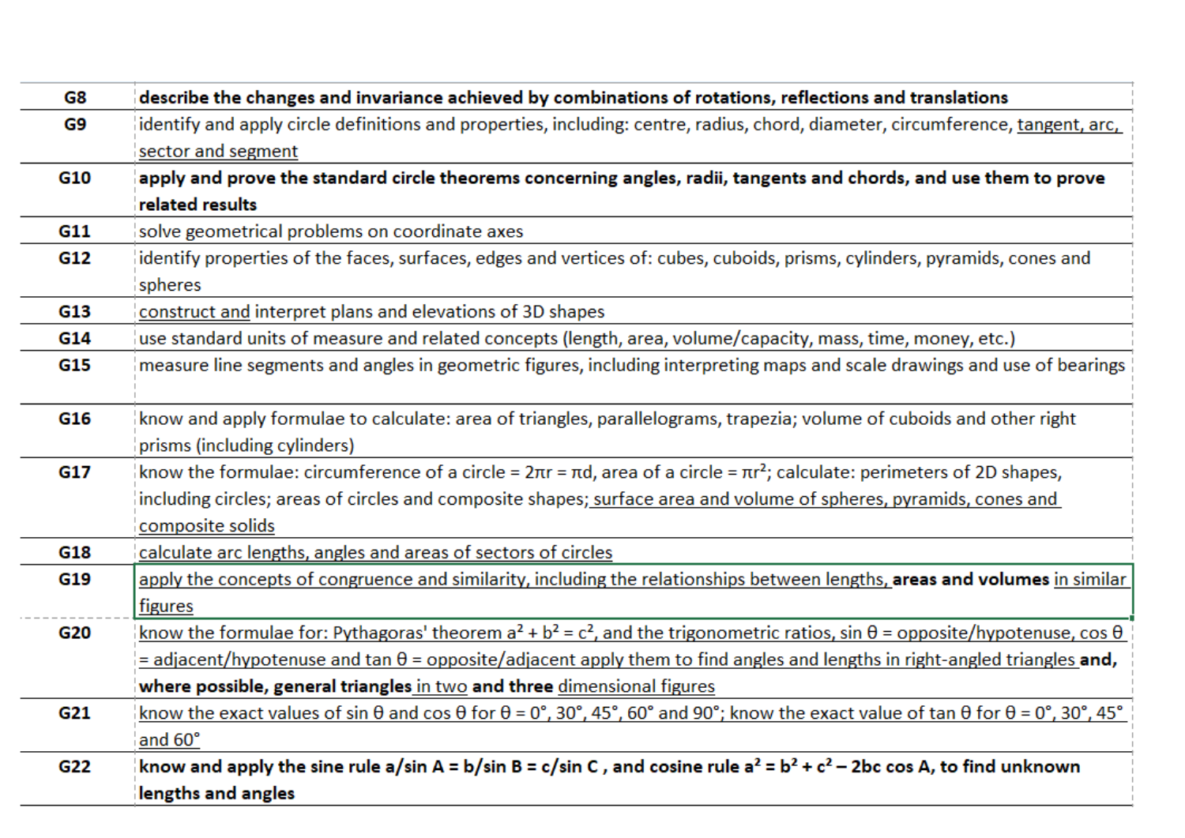| | |
|---|---|
| **G8** | **describe the changes and invariance achieved by combinations of rotations, reflections and translations** |
| **G9** | identify and apply circle definitions and properties, including: centre, radius, chord, diameter, circumference, tangent, arc, sector and segment |
| **G10** | **apply and prove the standard circle theorems concerning angles, radii, tangents and chords, and use them to prove related results** |
| **G11** | solve geometrical problems on coordinate axes |
| **G12** | identify properties of the faces, surfaces, edges and vertices of: cubes, cuboids, prisms, cylinders, pyramids, cones and spheres |
| **G13** | construct and interpret plans and elevations of 3D shapes |
| **G14** | use standard units of measure and related concepts (length, area, volume/capacity, mass, time, money, etc.) |
| **G15** | measure line segments and angles in geometric figures, including interpreting maps and scale drawings and use of bearings |
| **G16** | know and apply formulae to calculate: area of triangles, parallelograms, trapezia; volume of cuboids and other right prisms (including cylinders) |
| **G17** | know the formulae: circumference of a circle = $2\pi r = \pi d$, area of a circle = $\pi r^2$; calculate: perimeters of 2D shapes, including circles; areas of circles and composite shapes; surface area and volume of spheres, pyramids, cones and composite solids |
| **G18** | calculate arc lengths, angles and areas of sectors of circles |
| **G19** | apply the concepts of congruence and similarity, including the relationships between lengths, **areas and volumes** in similar figures |
| **G20** | know the formulae for: Pythagoras' theorem $a^2 + b^2 = c^2$, and the trigonometric ratios, $\sin \theta$ = opposite/hypotenuse, $\cos \theta$ = adjacent/hypotenuse and $\tan \theta$ = opposite/adjacent apply them to find angles and lengths in right-angled triangles **and, where possible, general triangles** in two **and three** dimensional figures |
| **G21** | know the exact values of $\sin \theta$ and $\cos \theta$ for $\theta = 0°, 30°, 45°, 60°$ and $90°$; know the exact value of $\tan \theta$ for $\theta = 0°, 30°, 45°$ and $60°$ |
| **G22** | **know and apply the sine rule $a/\sin A = b/\sin B = c/\sin C$, and cosine rule $a^2 = b^2 + c^2 - 2bc \cos A$, to find unknown lengths and angles** |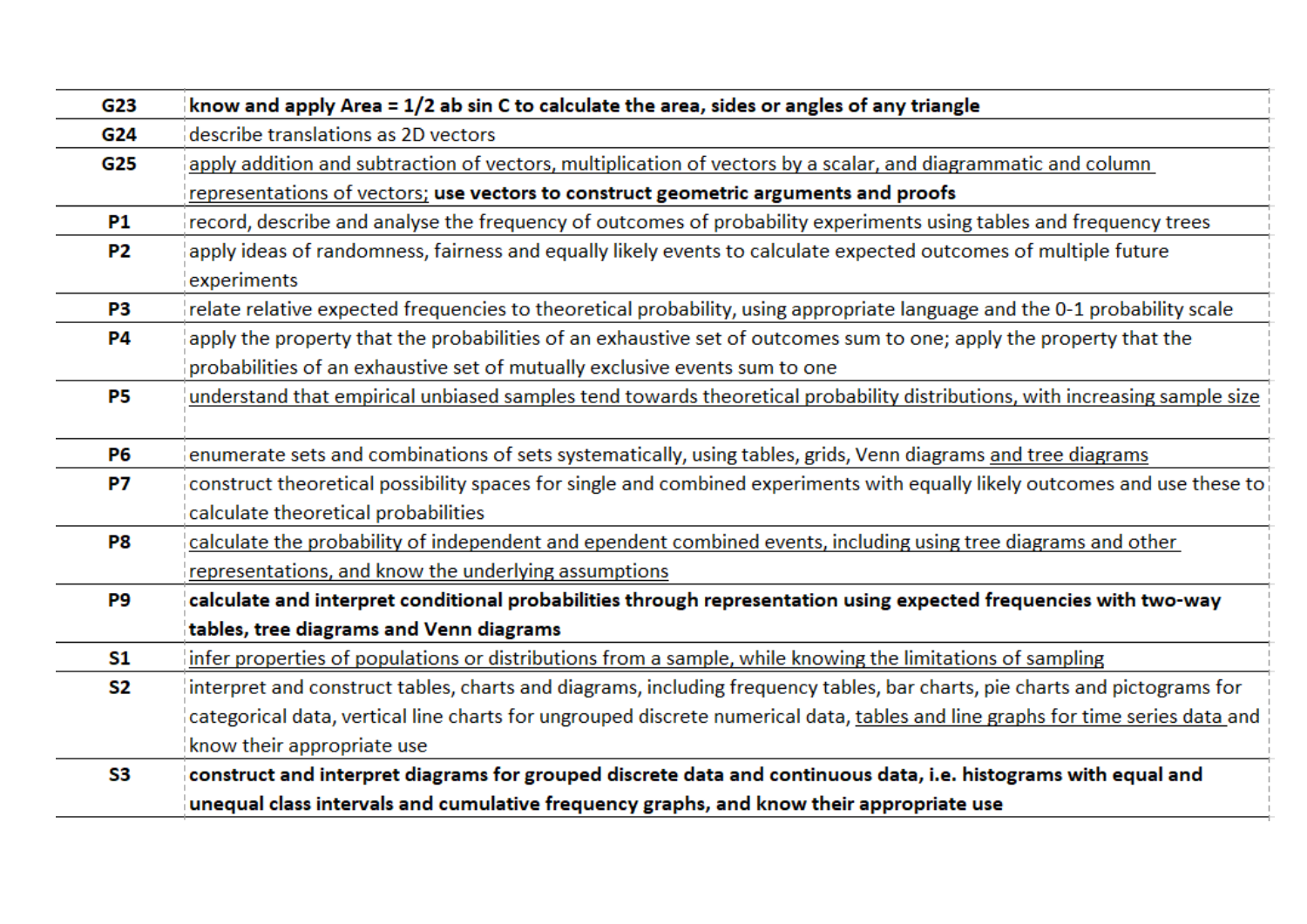| | |
|---|---|
| **G23** | **know and apply Area = 1/2 ab sin C to calculate the area, sides or angles of any triangle** |
| **G24** | describe translations as 2D vectors |
| **G25** | <u>apply addition and subtraction of vectors, multiplication of vectors by a scalar, and diagrammatic and column representations of vectors;</u> **use vectors to construct geometric arguments and proofs** |
| **P1** | record, describe and analyse the frequency of outcomes of probability experiments using tables and frequency trees |
| **P2** | apply ideas of randomness, fairness and equally likely events to calculate expected outcomes of multiple future experiments |
| **P3** | relate relative expected frequencies to theoretical probability, using appropriate language and the 0-1 probability scale |
| **P4** | apply the property that the probabilities of an exhaustive set of outcomes sum to one; apply the property that the probabilities of an exhaustive set of mutually exclusive events sum to one |
| **P5** | <u>understand that empirical unbiased samples tend towards theoretical probability distributions, with increasing sample size</u> |
| **P6** | enumerate sets and combinations of sets systematically, using tables, grids, Venn diagrams <u>and tree diagrams</u> |
| **P7** | construct theoretical possibility spaces for single and combined experiments with equally likely outcomes and use these to calculate theoretical probabilities |
| **P8** | <u>calculate the probability of independent and ependent combined events, including using tree diagrams and other representations, and know the underlying assumptions</u> |
| **P9** | **calculate and interpret conditional probabilities through representation using expected frequencies with two-way tables, tree diagrams and Venn diagrams** |
| **S1** | <u>infer properties of populations or distributions from a sample, while knowing the limitations of sampling</u> |
| **S2** | interpret and construct tables, charts and diagrams, including frequency tables, bar charts, pie charts and pictograms for categorical data, vertical line charts for ungrouped discrete numerical data, <u>tables and line graphs for time series data</u> and know their appropriate use |
| **S3** | **construct and interpret diagrams for grouped discrete data and continuous data, i.e. histograms with equal and unequal class intervals and cumulative frequency graphs, and know their appropriate use** |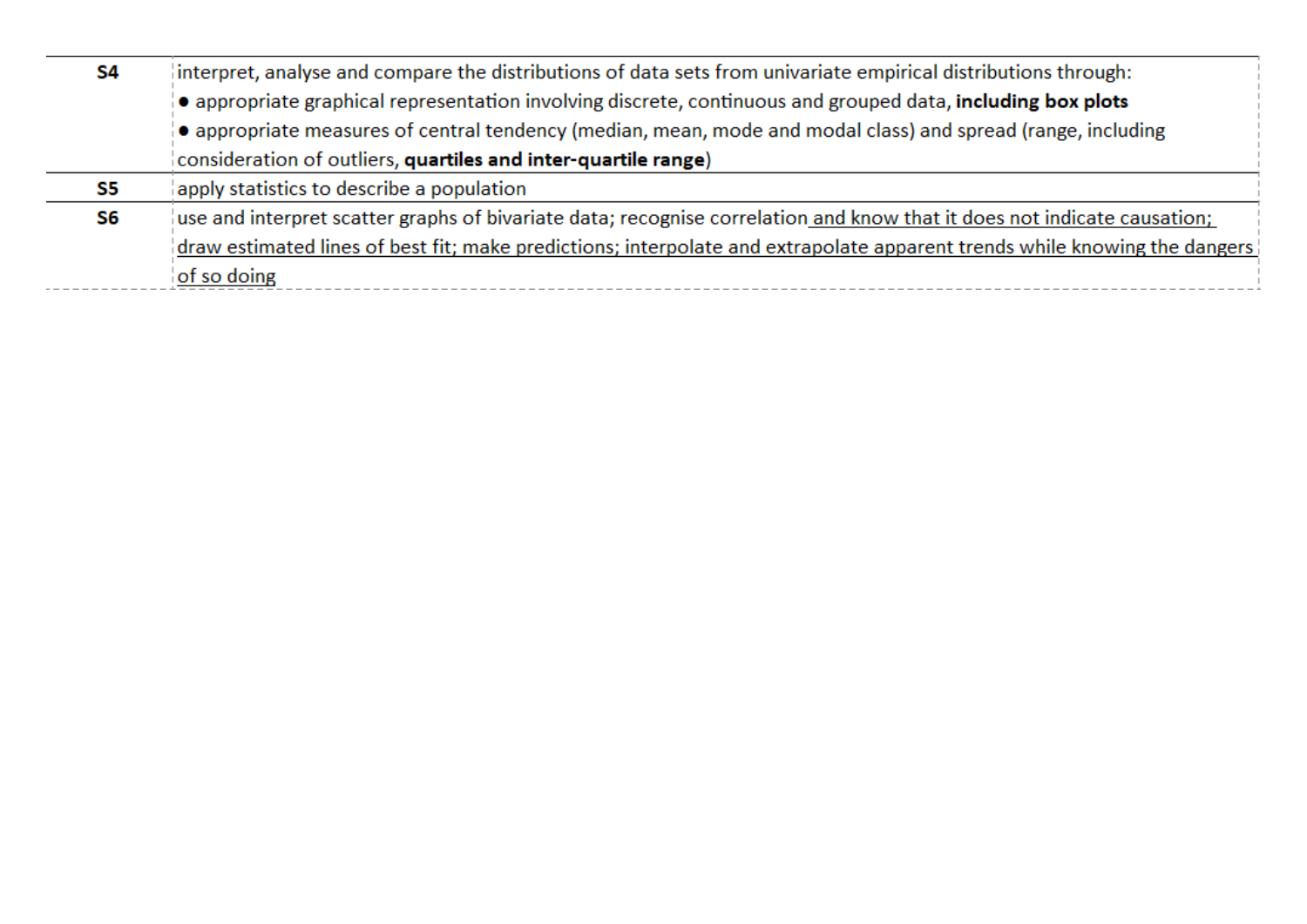| | |
|---|---|
| **S4** | interpret, analyse and compare the distributions of data sets from univariate empirical distributions through:<br>● appropriate graphical representation involving discrete, continuous and grouped data, **including box plots**<br>● appropriate measures of central tendency (median, mean, mode and modal class) and spread (range, including consideration of outliers, **quartiles and inter-quartile range**) |
| **S5** | apply statistics to describe a population |
| **S6** | use and interpret scatter graphs of bivariate data; recognise correlation <u>and know that it does not indicate causation; draw estimated lines of best fit; make predictions; interpolate and extrapolate apparent trends while knowing the dangers of so doing</u> |